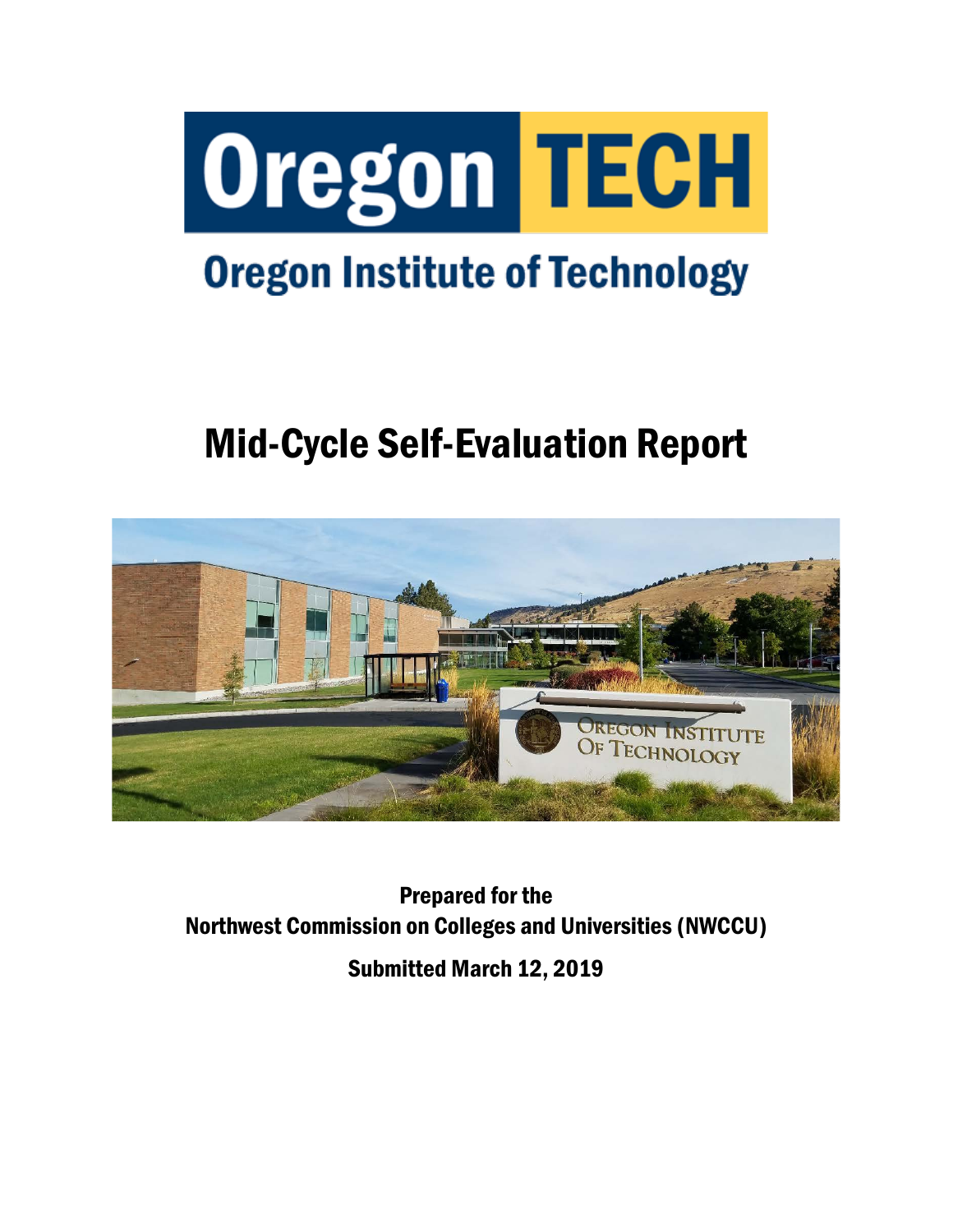# Oregon TECH

## Oregon Institute of Technology

# Mid-Cycle Self-Evaluation Report

**Prepared for the**
**Northwest Commission on Colleges and Universities (NWCCU)**

**Submitted March 12, 2019**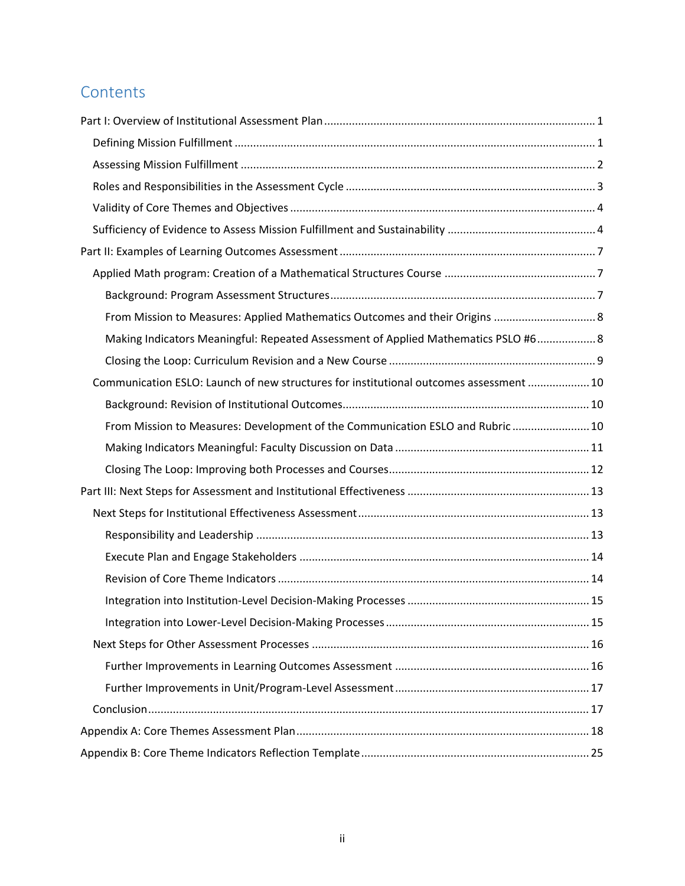# Contents

- Part I: Overview of Institutional Assessment Plan ........ 1
  - Defining Mission Fulfillment ........ 1
  - Assessing Mission Fulfillment ........ 2
  - Roles and Responsibilities in the Assessment Cycle ........ 3
  - Validity of Core Themes and Objectives ........ 4
  - Sufficiency of Evidence to Assess Mission Fulfillment and Sustainability ........ 4
- Part II: Examples of Learning Outcomes Assessment ........ 7
  - Applied Math program: Creation of a Mathematical Structures Course ........ 7
    - Background: Program Assessment Structures ........ 7
    - From Mission to Measures: Applied Mathematics Outcomes and their Origins ........ 8
    - Making Indicators Meaningful: Repeated Assessment of Applied Mathematics PSLO #6 ........ 8
    - Closing the Loop: Curriculum Revision and a New Course ........ 9
  - Communication ESLO: Launch of new structures for institutional outcomes assessment ........ 10
    - Background: Revision of Institutional Outcomes ........ 10
    - From Mission to Measures: Development of the Communication ESLO and Rubric ........ 10
    - Making Indicators Meaningful: Faculty Discussion on Data ........ 11
    - Closing The Loop: Improving both Processes and Courses ........ 12
- Part III: Next Steps for Assessment and Institutional Effectiveness ........ 13
  - Next Steps for Institutional Effectiveness Assessment ........ 13
    - Responsibility and Leadership ........ 13
    - Execute Plan and Engage Stakeholders ........ 14
    - Revision of Core Theme Indicators ........ 14
    - Integration into Institution-Level Decision-Making Processes ........ 15
    - Integration into Lower-Level Decision-Making Processes ........ 15
  - Next Steps for Other Assessment Processes ........ 16
    - Further Improvements in Learning Outcomes Assessment ........ 16
    - Further Improvements in Unit/Program-Level Assessment ........ 17
  - Conclusion ........ 17
- Appendix A: Core Themes Assessment Plan ........ 18
- Appendix B: Core Theme Indicators Reflection Template ........ 25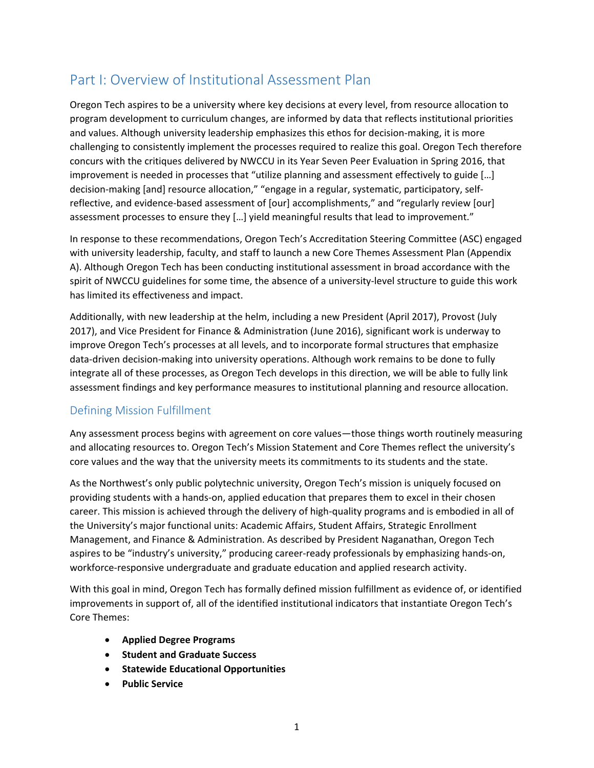# Part I: Overview of Institutional Assessment Plan

Oregon Tech aspires to be a university where key decisions at every level, from resource allocation to program development to curriculum changes, are informed by data that reflects institutional priorities and values. Although university leadership emphasizes this ethos for decision-making, it is more challenging to consistently implement the processes required to realize this goal. Oregon Tech therefore concurs with the critiques delivered by NWCCU in its Year Seven Peer Evaluation in Spring 2016, that improvement is needed in processes that "utilize planning and assessment effectively to guide […] decision-making [and] resource allocation," "engage in a regular, systematic, participatory, self-reflective, and evidence-based assessment of [our] accomplishments," and "regularly review [our] assessment processes to ensure they […] yield meaningful results that lead to improvement."

In response to these recommendations, Oregon Tech's Accreditation Steering Committee (ASC) engaged with university leadership, faculty, and staff to launch a new Core Themes Assessment Plan (Appendix A). Although Oregon Tech has been conducting institutional assessment in broad accordance with the spirit of NWCCU guidelines for some time, the absence of a university-level structure to guide this work has limited its effectiveness and impact.

Additionally, with new leadership at the helm, including a new President (April 2017), Provost (July 2017), and Vice President for Finance & Administration (June 2016), significant work is underway to improve Oregon Tech's processes at all levels, and to incorporate formal structures that emphasize data-driven decision-making into university operations. Although work remains to be done to fully integrate all of these processes, as Oregon Tech develops in this direction, we will be able to fully link assessment findings and key performance measures to institutional planning and resource allocation.

## Defining Mission Fulfillment

Any assessment process begins with agreement on core values—those things worth routinely measuring and allocating resources to. Oregon Tech's Mission Statement and Core Themes reflect the university's core values and the way that the university meets its commitments to its students and the state.

As the Northwest's only public polytechnic university, Oregon Tech's mission is uniquely focused on providing students with a hands-on, applied education that prepares them to excel in their chosen career. This mission is achieved through the delivery of high-quality programs and is embodied in all of the University's major functional units: Academic Affairs, Student Affairs, Strategic Enrollment Management, and Finance & Administration. As described by President Naganathan, Oregon Tech aspires to be "industry's university," producing career-ready professionals by emphasizing hands-on, workforce-responsive undergraduate and graduate education and applied research activity.

With this goal in mind, Oregon Tech has formally defined mission fulfillment as evidence of, or identified improvements in support of, all of the identified institutional indicators that instantiate Oregon Tech's Core Themes:

- **Applied Degree Programs**
- **Student and Graduate Success**
- **Statewide Educational Opportunities**
- **Public Service**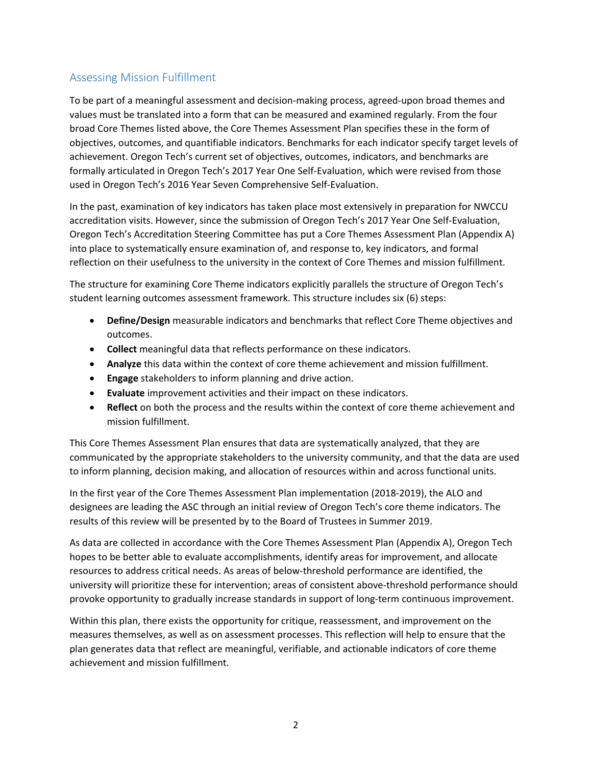## Assessing Mission Fulfillment

To be part of a meaningful assessment and decision-making process, agreed-upon broad themes and values must be translated into a form that can be measured and examined regularly. From the four broad Core Themes listed above, the Core Themes Assessment Plan specifies these in the form of objectives, outcomes, and quantifiable indicators. Benchmarks for each indicator specify target levels of achievement. Oregon Tech's current set of objectives, outcomes, indicators, and benchmarks are formally articulated in Oregon Tech's 2017 Year One Self-Evaluation, which were revised from those used in Oregon Tech's 2016 Year Seven Comprehensive Self-Evaluation.

In the past, examination of key indicators has taken place most extensively in preparation for NWCCU accreditation visits. However, since the submission of Oregon Tech's 2017 Year One Self-Evaluation, Oregon Tech's Accreditation Steering Committee has put a Core Themes Assessment Plan (Appendix A) into place to systematically ensure examination of, and response to, key indicators, and formal reflection on their usefulness to the university in the context of Core Themes and mission fulfillment.

The structure for examining Core Theme indicators explicitly parallels the structure of Oregon Tech's student learning outcomes assessment framework. This structure includes six (6) steps:

- **Define/Design** measurable indicators and benchmarks that reflect Core Theme objectives and outcomes.
- **Collect** meaningful data that reflects performance on these indicators.
- **Analyze** this data within the context of core theme achievement and mission fulfillment.
- **Engage** stakeholders to inform planning and drive action.
- **Evaluate** improvement activities and their impact on these indicators.
- **Reflect** on both the process and the results within the context of core theme achievement and mission fulfillment.

This Core Themes Assessment Plan ensures that data are systematically analyzed, that they are communicated by the appropriate stakeholders to the university community, and that the data are used to inform planning, decision making, and allocation of resources within and across functional units.

In the first year of the Core Themes Assessment Plan implementation (2018-2019), the ALO and designees are leading the ASC through an initial review of Oregon Tech's core theme indicators. The results of this review will be presented by to the Board of Trustees in Summer 2019.

As data are collected in accordance with the Core Themes Assessment Plan (Appendix A), Oregon Tech hopes to be better able to evaluate accomplishments, identify areas for improvement, and allocate resources to address critical needs. As areas of below-threshold performance are identified, the university will prioritize these for intervention; areas of consistent above-threshold performance should provoke opportunity to gradually increase standards in support of long-term continuous improvement.

Within this plan, there exists the opportunity for critique, reassessment, and improvement on the measures themselves, as well as on assessment processes. This reflection will help to ensure that the plan generates data that reflect are meaningful, verifiable, and actionable indicators of core theme achievement and mission fulfillment.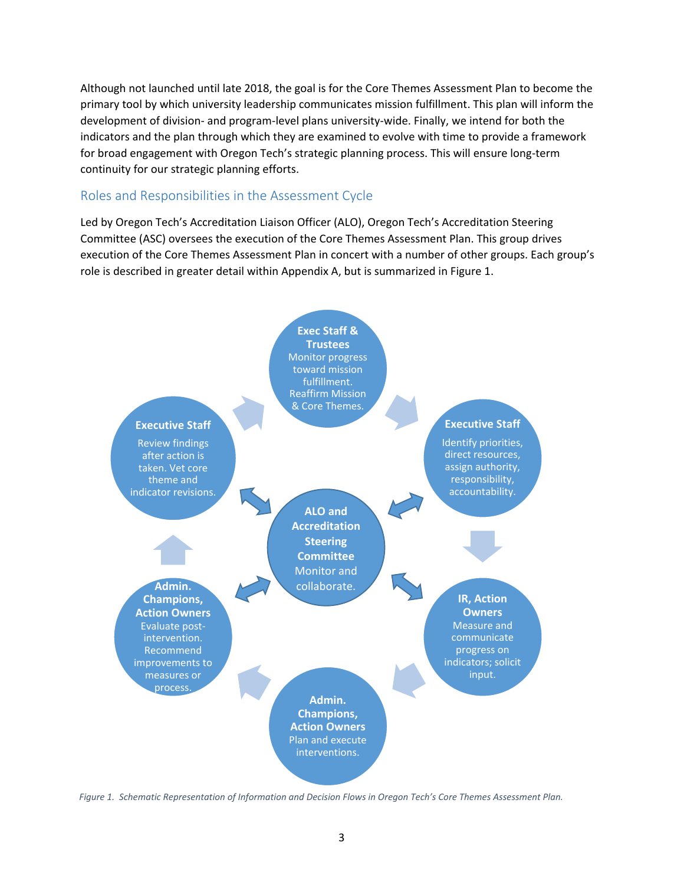Although not launched until late 2018, the goal is for the Core Themes Assessment Plan to become the primary tool by which university leadership communicates mission fulfillment. This plan will inform the development of division- and program-level plans university-wide. Finally, we intend for both the indicators and the plan through which they are examined to evolve with time to provide a framework for broad engagement with Oregon Tech's strategic planning process. This will ensure long-term continuity for our strategic planning efforts.

## Roles and Responsibilities in the Assessment Cycle

Led by Oregon Tech's Accreditation Liaison Officer (ALO), Oregon Tech's Accreditation Steering Committee (ASC) oversees the execution of the Core Themes Assessment Plan. This group drives execution of the Core Themes Assessment Plan in concert with a number of other groups. Each group's role is described in greater detail within Appendix A, but is summarized in Figure 1.

**Exec Staff & Trustees**
Monitor progress toward mission fulfillment. Reaffirm Mission & Core Themes.

**Executive Staff**
Identify priorities, direct resources, assign authority, responsibility, accountability.

**IR, Action Owners**
Measure and communicate progress on indicators; solicit input.

**Admin. Champions, Action Owners**
Plan and execute interventions.

**Admin. Champions, Action Owners**
Evaluate post-intervention. Recommend improvements to measures or process.

**Executive Staff**
Review findings after action is taken. Vet core theme and indicator revisions.

**ALO and Accreditation Steering Committee**
Monitor and collaborate.

*Figure 1. Schematic Representation of Information and Decision Flows in Oregon Tech's Core Themes Assessment Plan.*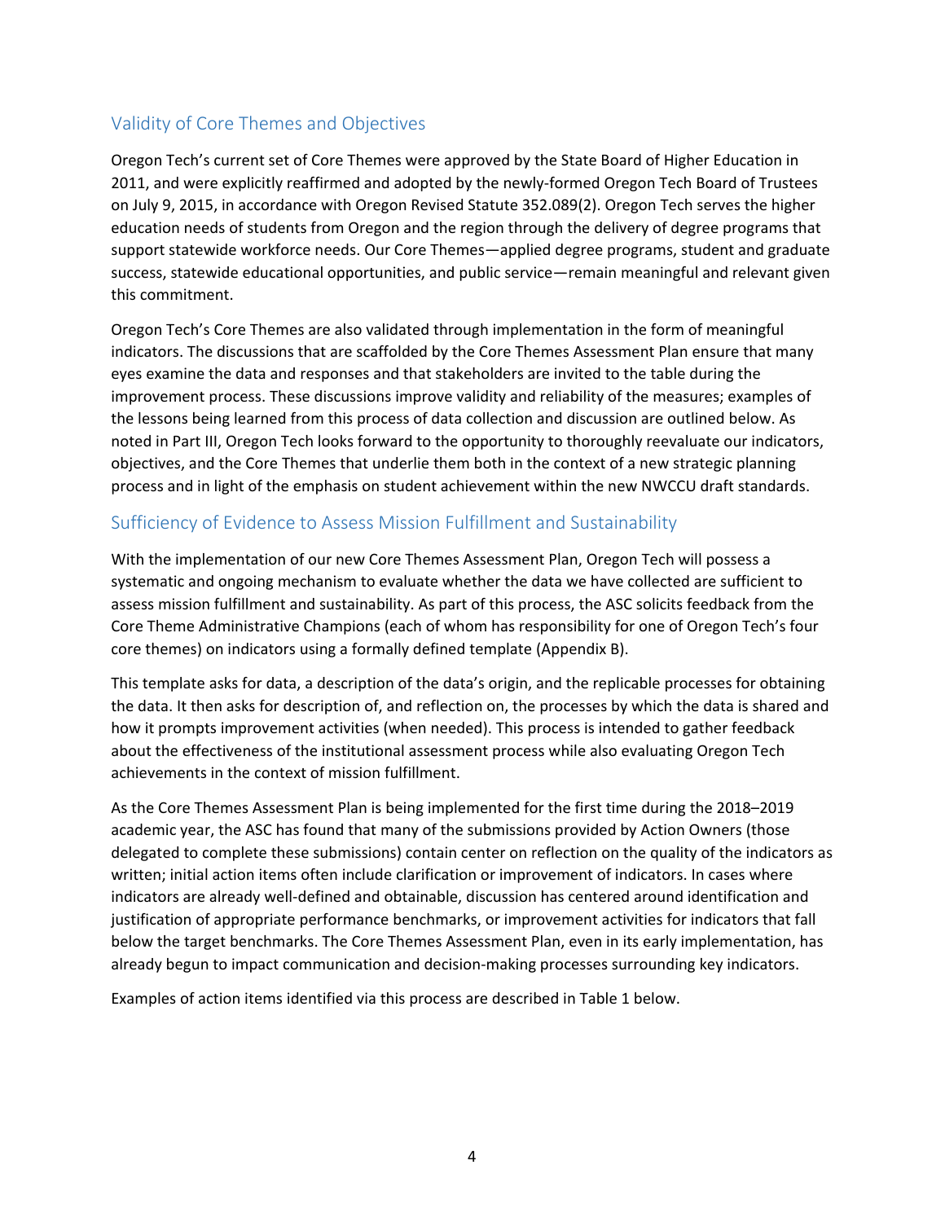## Validity of Core Themes and Objectives

Oregon Tech's current set of Core Themes were approved by the State Board of Higher Education in 2011, and were explicitly reaffirmed and adopted by the newly-formed Oregon Tech Board of Trustees on July 9, 2015, in accordance with Oregon Revised Statute 352.089(2). Oregon Tech serves the higher education needs of students from Oregon and the region through the delivery of degree programs that support statewide workforce needs. Our Core Themes—applied degree programs, student and graduate success, statewide educational opportunities, and public service—remain meaningful and relevant given this commitment.

Oregon Tech's Core Themes are also validated through implementation in the form of meaningful indicators. The discussions that are scaffolded by the Core Themes Assessment Plan ensure that many eyes examine the data and responses and that stakeholders are invited to the table during the improvement process. These discussions improve validity and reliability of the measures; examples of the lessons being learned from this process of data collection and discussion are outlined below. As noted in Part III, Oregon Tech looks forward to the opportunity to thoroughly reevaluate our indicators, objectives, and the Core Themes that underlie them both in the context of a new strategic planning process and in light of the emphasis on student achievement within the new NWCCU draft standards.

## Sufficiency of Evidence to Assess Mission Fulfillment and Sustainability

With the implementation of our new Core Themes Assessment Plan, Oregon Tech will possess a systematic and ongoing mechanism to evaluate whether the data we have collected are sufficient to assess mission fulfillment and sustainability. As part of this process, the ASC solicits feedback from the Core Theme Administrative Champions (each of whom has responsibility for one of Oregon Tech's four core themes) on indicators using a formally defined template (Appendix B).

This template asks for data, a description of the data's origin, and the replicable processes for obtaining the data. It then asks for description of, and reflection on, the processes by which the data is shared and how it prompts improvement activities (when needed). This process is intended to gather feedback about the effectiveness of the institutional assessment process while also evaluating Oregon Tech achievements in the context of mission fulfillment.

As the Core Themes Assessment Plan is being implemented for the first time during the 2018–2019 academic year, the ASC has found that many of the submissions provided by Action Owners (those delegated to complete these submissions) contain center on reflection on the quality of the indicators as written; initial action items often include clarification or improvement of indicators. In cases where indicators are already well-defined and obtainable, discussion has centered around identification and justification of appropriate performance benchmarks, or improvement activities for indicators that fall below the target benchmarks. The Core Themes Assessment Plan, even in its early implementation, has already begun to impact communication and decision-making processes surrounding key indicators.

Examples of action items identified via this process are described in Table 1 below.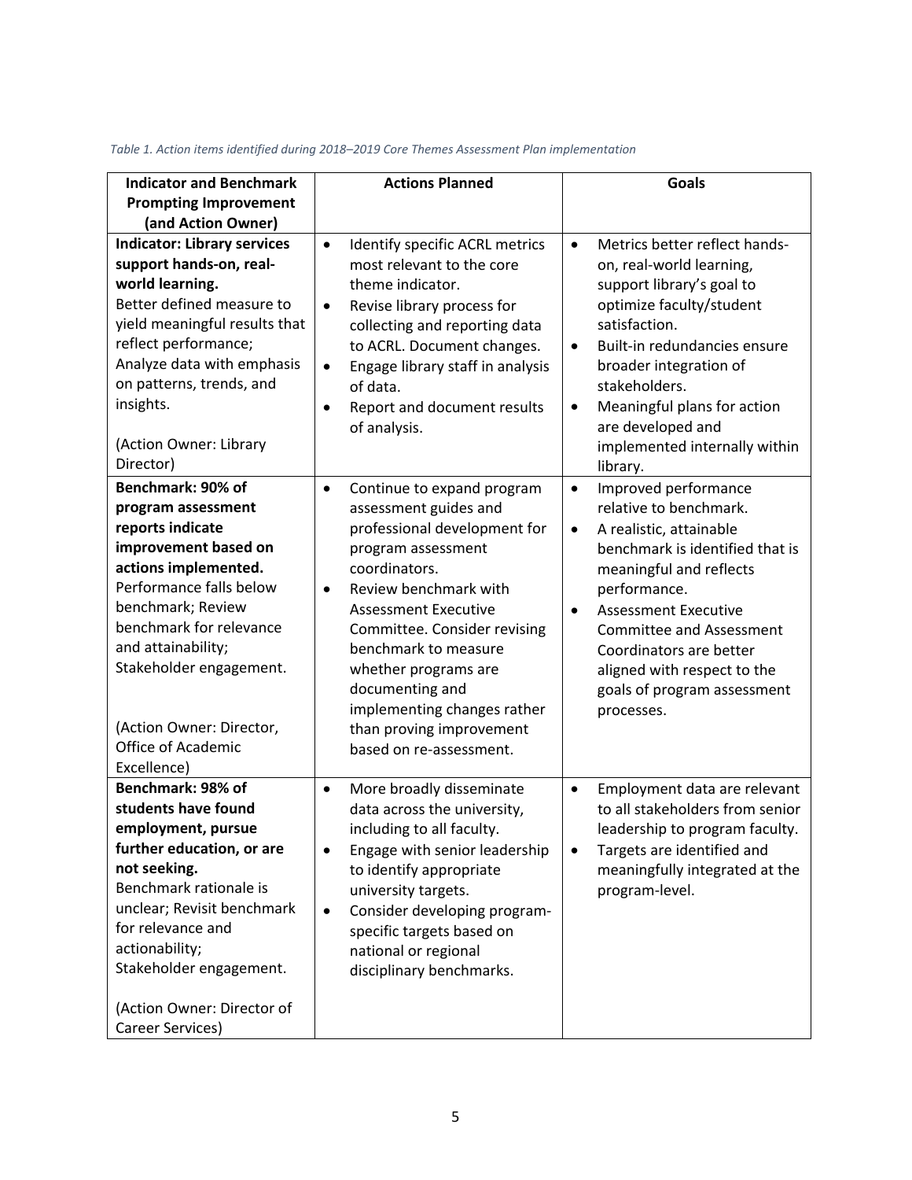*Table 1. Action items identified during 2018–2019 Core Themes Assessment Plan implementation*

| Indicator and Benchmark Prompting Improvement (and Action Owner) | Actions Planned | Goals |
|---|---|---|
| **Indicator: Library services support hands-on, real-world learning.**<br>Better defined measure to yield meaningful results that reflect performance; Analyze data with emphasis on patterns, trends, and insights.<br><br>(Action Owner: Library Director) | • Identify specific ACRL metrics most relevant to the core theme indicator.<br>• Revise library process for collecting and reporting data to ACRL. Document changes.<br>• Engage library staff in analysis of data.<br>• Report and document results of analysis. | • Metrics better reflect hands-on, real-world learning, support library's goal to optimize faculty/student satisfaction.<br>• Built-in redundancies ensure broader integration of stakeholders.<br>• Meaningful plans for action are developed and implemented internally within library. |
| **Benchmark: 90% of program assessment reports indicate improvement based on actions implemented.**<br>Performance falls below benchmark; Review benchmark for relevance and attainability; Stakeholder engagement.<br><br>(Action Owner: Director, Office of Academic Excellence) | • Continue to expand program assessment guides and professional development for program assessment coordinators.<br>• Review benchmark with Assessment Executive Committee. Consider revising benchmark to measure whether programs are documenting and implementing changes rather than proving improvement based on re-assessment. | • Improved performance relative to benchmark.<br>• A realistic, attainable benchmark is identified that is meaningful and reflects performance.<br>• Assessment Executive Committee and Assessment Coordinators are better aligned with respect to the goals of program assessment processes. |
| **Benchmark: 98% of students have found employment, pursue further education, or are not seeking.**<br>Benchmark rationale is unclear; Revisit benchmark for relevance and actionability; Stakeholder engagement.<br><br>(Action Owner: Director of Career Services) | • More broadly disseminate data across the university, including to all faculty.<br>• Engage with senior leadership to identify appropriate university targets.<br>• Consider developing program-specific targets based on national or regional disciplinary benchmarks. | • Employment data are relevant to all stakeholders from senior leadership to program faculty.<br>• Targets are identified and meaningfully integrated at the program-level. |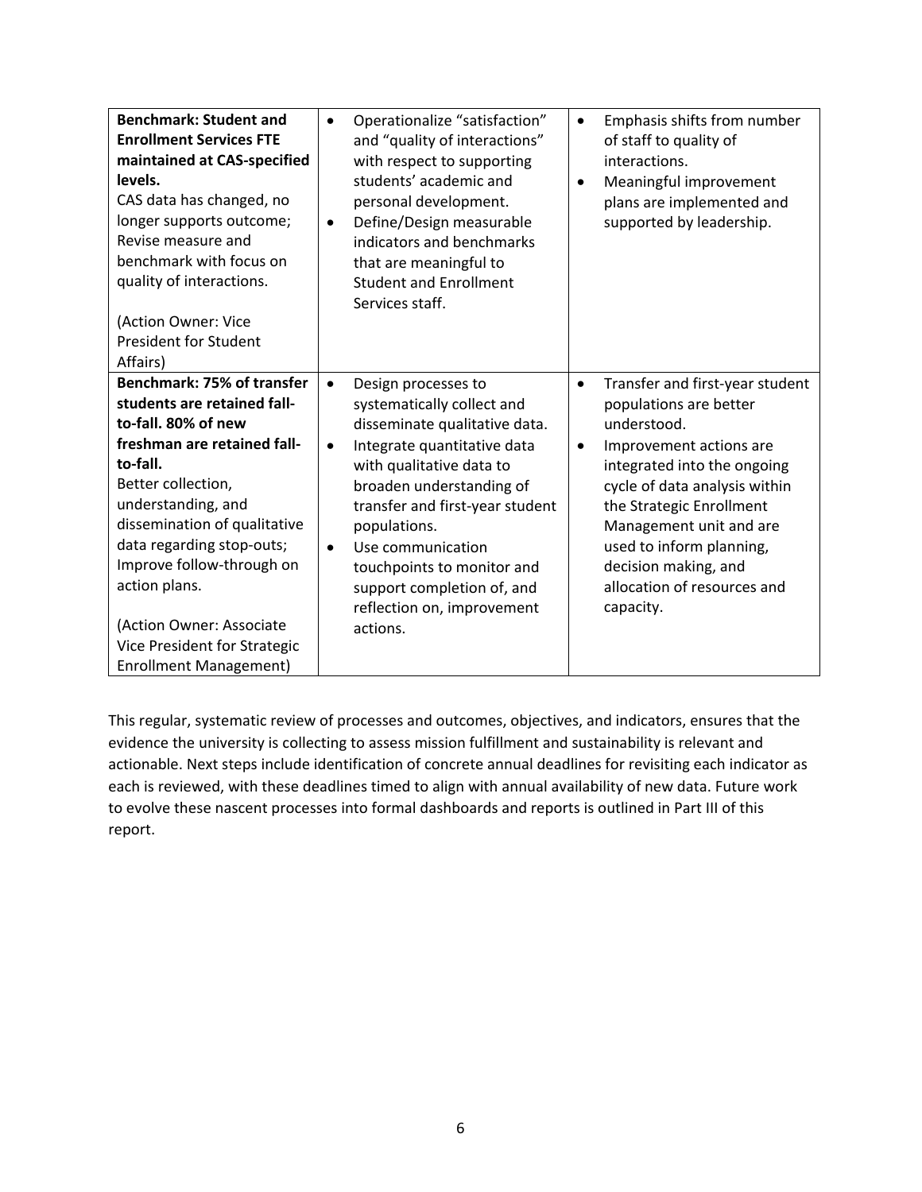| | | |
|---|---|---|
| **Benchmark: Student and Enrollment Services FTE maintained at CAS-specified levels.**<br>CAS data has changed, no longer supports outcome; Revise measure and benchmark with focus on quality of interactions.<br><br>(Action Owner: Vice President for Student Affairs) | • Operationalize "satisfaction" and "quality of interactions" with respect to supporting students' academic and personal development.<br>• Define/Design measurable indicators and benchmarks that are meaningful to Student and Enrollment Services staff. | • Emphasis shifts from number of staff to quality of interactions.<br>• Meaningful improvement plans are implemented and supported by leadership. |
| **Benchmark: 75% of transfer students are retained fall-to-fall. 80% of new freshman are retained fall-to-fall.**<br>Better collection, understanding, and dissemination of qualitative data regarding stop-outs; Improve follow-through on action plans.<br><br>(Action Owner: Associate Vice President for Strategic Enrollment Management) | • Design processes to systematically collect and disseminate qualitative data.<br>• Integrate quantitative data with qualitative data to broaden understanding of transfer and first-year student populations.<br>• Use communication touchpoints to monitor and support completion of, and reflection on, improvement actions. | • Transfer and first-year student populations are better understood.<br>• Improvement actions are integrated into the ongoing cycle of data analysis within the Strategic Enrollment Management unit and are used to inform planning, decision making, and allocation of resources and capacity. |

This regular, systematic review of processes and outcomes, objectives, and indicators, ensures that the evidence the university is collecting to assess mission fulfillment and sustainability is relevant and actionable. Next steps include identification of concrete annual deadlines for revisiting each indicator as each is reviewed, with these deadlines timed to align with annual availability of new data. Future work to evolve these nascent processes into formal dashboards and reports is outlined in Part III of this report.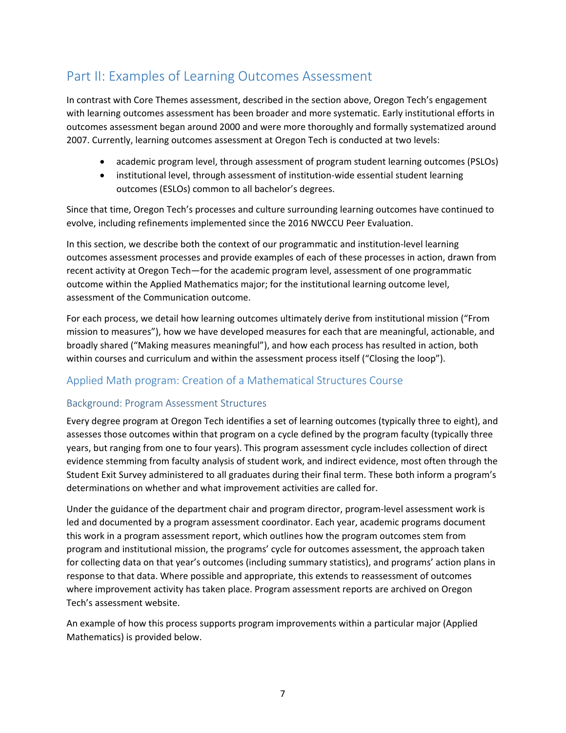## Part II: Examples of Learning Outcomes Assessment

In contrast with Core Themes assessment, described in the section above, Oregon Tech's engagement with learning outcomes assessment has been broader and more systematic. Early institutional efforts in outcomes assessment began around 2000 and were more thoroughly and formally systematized around 2007. Currently, learning outcomes assessment at Oregon Tech is conducted at two levels:

- academic program level, through assessment of program student learning outcomes (PSLOs)
- institutional level, through assessment of institution-wide essential student learning outcomes (ESLOs) common to all bachelor's degrees.

Since that time, Oregon Tech's processes and culture surrounding learning outcomes have continued to evolve, including refinements implemented since the 2016 NWCCU Peer Evaluation.

In this section, we describe both the context of our programmatic and institution-level learning outcomes assessment processes and provide examples of each of these processes in action, drawn from recent activity at Oregon Tech—for the academic program level, assessment of one programmatic outcome within the Applied Mathematics major; for the institutional learning outcome level, assessment of the Communication outcome.

For each process, we detail how learning outcomes ultimately derive from institutional mission ("From mission to measures"), how we have developed measures for each that are meaningful, actionable, and broadly shared ("Making measures meaningful"), and how each process has resulted in action, both within courses and curriculum and within the assessment process itself ("Closing the loop").

### Applied Math program: Creation of a Mathematical Structures Course

#### Background: Program Assessment Structures

Every degree program at Oregon Tech identifies a set of learning outcomes (typically three to eight), and assesses those outcomes within that program on a cycle defined by the program faculty (typically three years, but ranging from one to four years). This program assessment cycle includes collection of direct evidence stemming from faculty analysis of student work, and indirect evidence, most often through the Student Exit Survey administered to all graduates during their final term. These both inform a program's determinations on whether and what improvement activities are called for.

Under the guidance of the department chair and program director, program-level assessment work is led and documented by a program assessment coordinator. Each year, academic programs document this work in a program assessment report, which outlines how the program outcomes stem from program and institutional mission, the programs' cycle for outcomes assessment, the approach taken for collecting data on that year's outcomes (including summary statistics), and programs' action plans in response to that data. Where possible and appropriate, this extends to reassessment of outcomes where improvement activity has taken place. Program assessment reports are archived on Oregon Tech's assessment website.

An example of how this process supports program improvements within a particular major (Applied Mathematics) is provided below.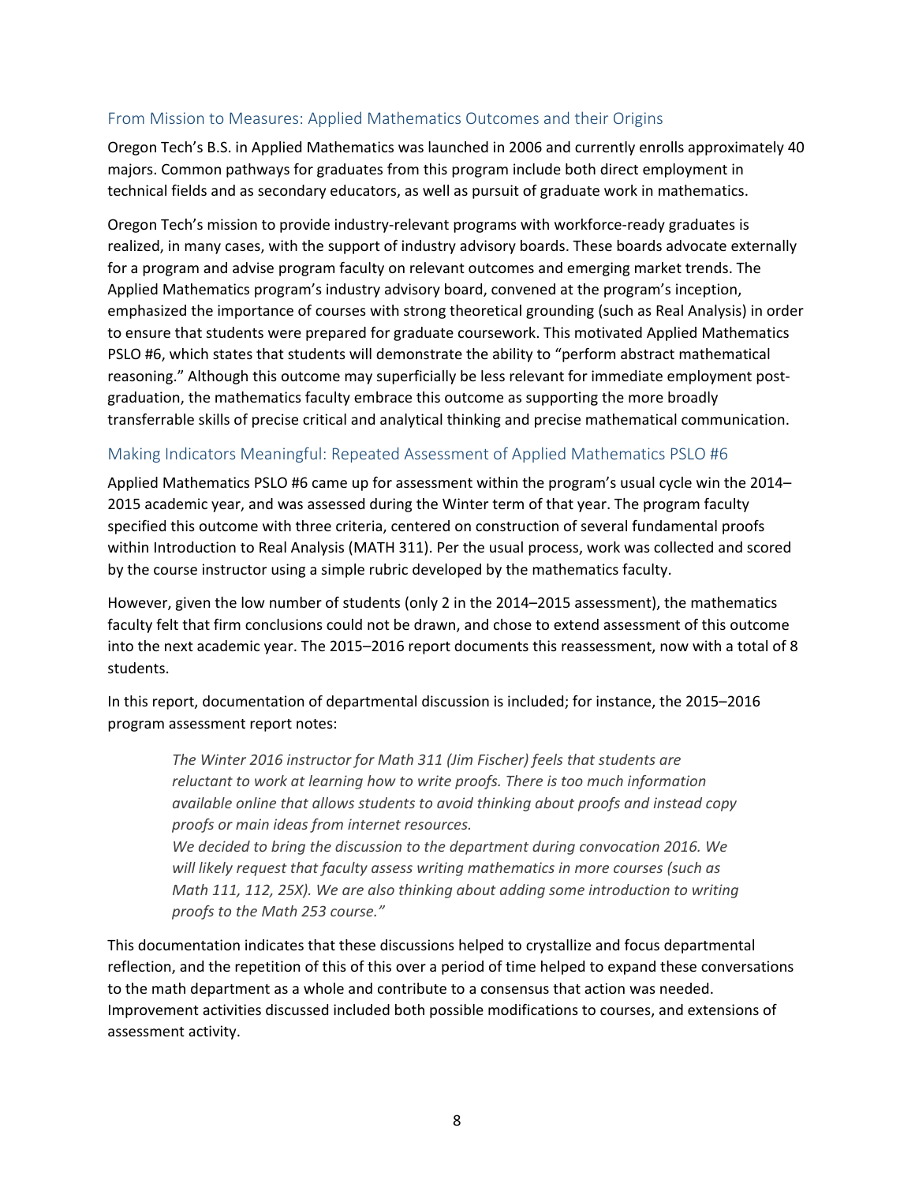## From Mission to Measures: Applied Mathematics Outcomes and their Origins

Oregon Tech's B.S. in Applied Mathematics was launched in 2006 and currently enrolls approximately 40 majors. Common pathways for graduates from this program include both direct employment in technical fields and as secondary educators, as well as pursuit of graduate work in mathematics.

Oregon Tech's mission to provide industry-relevant programs with workforce-ready graduates is realized, in many cases, with the support of industry advisory boards. These boards advocate externally for a program and advise program faculty on relevant outcomes and emerging market trends. The Applied Mathematics program's industry advisory board, convened at the program's inception, emphasized the importance of courses with strong theoretical grounding (such as Real Analysis) in order to ensure that students were prepared for graduate coursework. This motivated Applied Mathematics PSLO #6, which states that students will demonstrate the ability to "perform abstract mathematical reasoning." Although this outcome may superficially be less relevant for immediate employment post-graduation, the mathematics faculty embrace this outcome as supporting the more broadly transferrable skills of precise critical and analytical thinking and precise mathematical communication.

## Making Indicators Meaningful: Repeated Assessment of Applied Mathematics PSLO #6

Applied Mathematics PSLO #6 came up for assessment within the program's usual cycle win the 2014–2015 academic year, and was assessed during the Winter term of that year. The program faculty specified this outcome with three criteria, centered on construction of several fundamental proofs within Introduction to Real Analysis (MATH 311). Per the usual process, work was collected and scored by the course instructor using a simple rubric developed by the mathematics faculty.

However, given the low number of students (only 2 in the 2014–2015 assessment), the mathematics faculty felt that firm conclusions could not be drawn, and chose to extend assessment of this outcome into the next academic year. The 2015–2016 report documents this reassessment, now with a total of 8 students.

In this report, documentation of departmental discussion is included; for instance, the 2015–2016 program assessment report notes:

> *The Winter 2016 instructor for Math 311 (Jim Fischer) feels that students are reluctant to work at learning how to write proofs. There is too much information available online that allows students to avoid thinking about proofs and instead copy proofs or main ideas from internet resources.*
>
> *We decided to bring the discussion to the department during convocation 2016. We will likely request that faculty assess writing mathematics in more courses (such as Math 111, 112, 25X). We are also thinking about adding some introduction to writing proofs to the Math 253 course."*

This documentation indicates that these discussions helped to crystallize and focus departmental reflection, and the repetition of this of this over a period of time helped to expand these conversations to the math department as a whole and contribute to a consensus that action was needed. Improvement activities discussed included both possible modifications to courses, and extensions of assessment activity.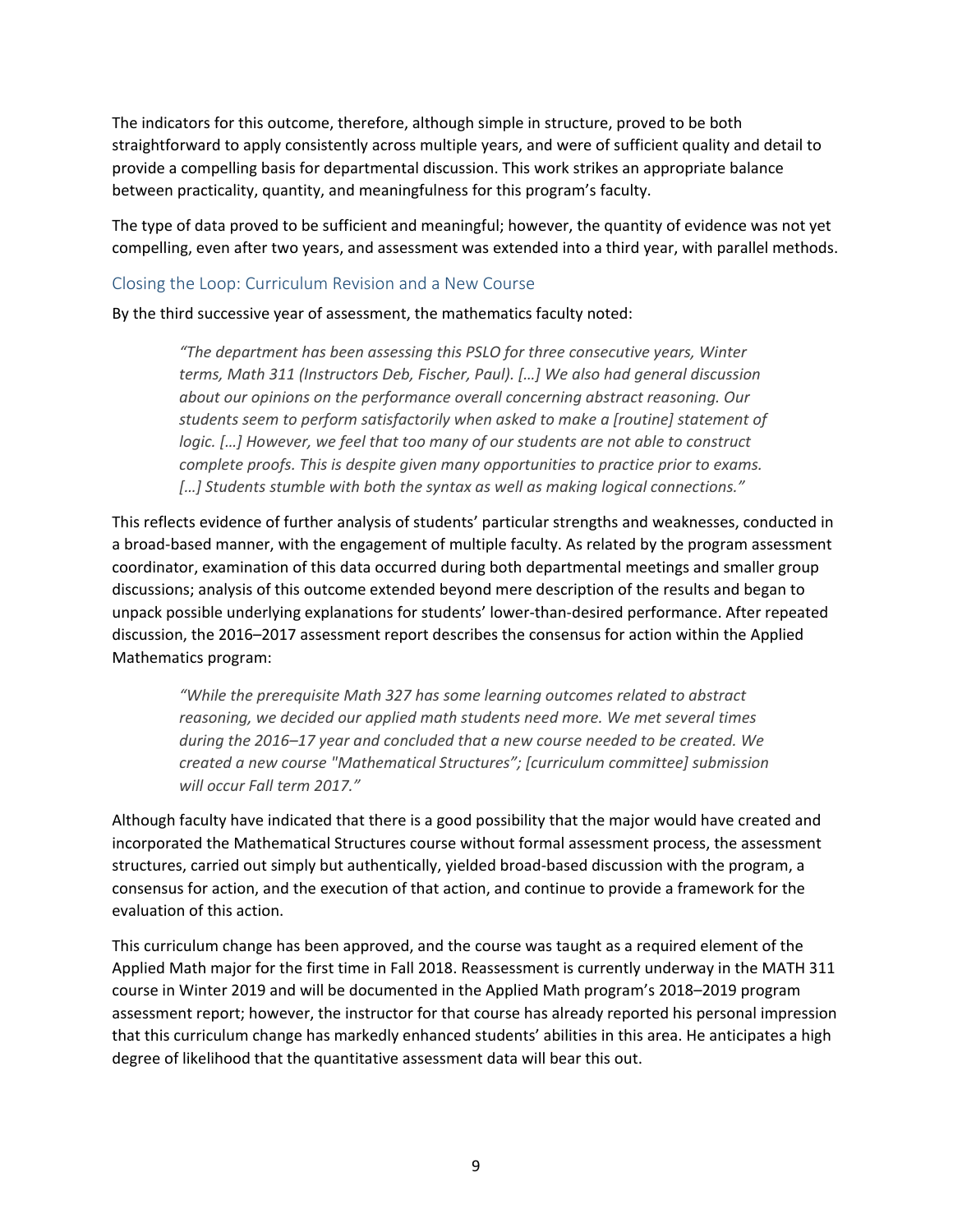The indicators for this outcome, therefore, although simple in structure, proved to be both straightforward to apply consistently across multiple years, and were of sufficient quality and detail to provide a compelling basis for departmental discussion. This work strikes an appropriate balance between practicality, quantity, and meaningfulness for this program's faculty.

The type of data proved to be sufficient and meaningful; however, the quantity of evidence was not yet compelling, even after two years, and assessment was extended into a third year, with parallel methods.

### Closing the Loop: Curriculum Revision and a New Course

By the third successive year of assessment, the mathematics faculty noted:

> *"The department has been assessing this PSLO for three consecutive years, Winter terms, Math 311 (Instructors Deb, Fischer, Paul). […] We also had general discussion about our opinions on the performance overall concerning abstract reasoning. Our students seem to perform satisfactorily when asked to make a [routine] statement of logic. […] However, we feel that too many of our students are not able to construct complete proofs. This is despite given many opportunities to practice prior to exams. […] Students stumble with both the syntax as well as making logical connections."*

This reflects evidence of further analysis of students' particular strengths and weaknesses, conducted in a broad-based manner, with the engagement of multiple faculty. As related by the program assessment coordinator, examination of this data occurred during both departmental meetings and smaller group discussions; analysis of this outcome extended beyond mere description of the results and began to unpack possible underlying explanations for students' lower-than-desired performance. After repeated discussion, the 2016–2017 assessment report describes the consensus for action within the Applied Mathematics program:

> *"While the prerequisite Math 327 has some learning outcomes related to abstract reasoning, we decided our applied math students need more. We met several times during the 2016–17 year and concluded that a new course needed to be created. We created a new course "Mathematical Structures"; [curriculum committee] submission will occur Fall term 2017."*

Although faculty have indicated that there is a good possibility that the major would have created and incorporated the Mathematical Structures course without formal assessment process, the assessment structures, carried out simply but authentically, yielded broad-based discussion with the program, a consensus for action, and the execution of that action, and continue to provide a framework for the evaluation of this action.

This curriculum change has been approved, and the course was taught as a required element of the Applied Math major for the first time in Fall 2018. Reassessment is currently underway in the MATH 311 course in Winter 2019 and will be documented in the Applied Math program's 2018–2019 program assessment report; however, the instructor for that course has already reported his personal impression that this curriculum change has markedly enhanced students' abilities in this area. He anticipates a high degree of likelihood that the quantitative assessment data will bear this out.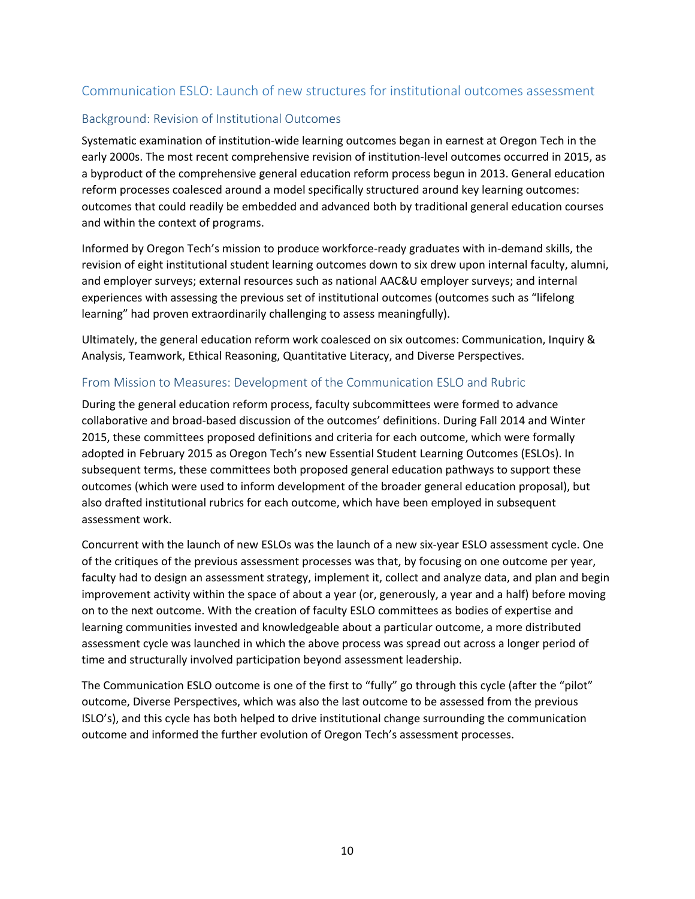## Communication ESLO: Launch of new structures for institutional outcomes assessment

### Background: Revision of Institutional Outcomes

Systematic examination of institution-wide learning outcomes began in earnest at Oregon Tech in the early 2000s. The most recent comprehensive revision of institution-level outcomes occurred in 2015, as a byproduct of the comprehensive general education reform process begun in 2013. General education reform processes coalesced around a model specifically structured around key learning outcomes: outcomes that could readily be embedded and advanced both by traditional general education courses and within the context of programs.

Informed by Oregon Tech's mission to produce workforce-ready graduates with in-demand skills, the revision of eight institutional student learning outcomes down to six drew upon internal faculty, alumni, and employer surveys; external resources such as national AAC&U employer surveys; and internal experiences with assessing the previous set of institutional outcomes (outcomes such as "lifelong learning" had proven extraordinarily challenging to assess meaningfully).

Ultimately, the general education reform work coalesced on six outcomes: Communication, Inquiry & Analysis, Teamwork, Ethical Reasoning, Quantitative Literacy, and Diverse Perspectives.

### From Mission to Measures: Development of the Communication ESLO and Rubric

During the general education reform process, faculty subcommittees were formed to advance collaborative and broad-based discussion of the outcomes' definitions. During Fall 2014 and Winter 2015, these committees proposed definitions and criteria for each outcome, which were formally adopted in February 2015 as Oregon Tech's new Essential Student Learning Outcomes (ESLOs). In subsequent terms, these committees both proposed general education pathways to support these outcomes (which were used to inform development of the broader general education proposal), but also drafted institutional rubrics for each outcome, which have been employed in subsequent assessment work.

Concurrent with the launch of new ESLOs was the launch of a new six-year ESLO assessment cycle. One of the critiques of the previous assessment processes was that, by focusing on one outcome per year, faculty had to design an assessment strategy, implement it, collect and analyze data, and plan and begin improvement activity within the space of about a year (or, generously, a year and a half) before moving on to the next outcome. With the creation of faculty ESLO committees as bodies of expertise and learning communities invested and knowledgeable about a particular outcome, a more distributed assessment cycle was launched in which the above process was spread out across a longer period of time and structurally involved participation beyond assessment leadership.

The Communication ESLO outcome is one of the first to "fully" go through this cycle (after the "pilot" outcome, Diverse Perspectives, which was also the last outcome to be assessed from the previous ISLO's), and this cycle has both helped to drive institutional change surrounding the communication outcome and informed the further evolution of Oregon Tech's assessment processes.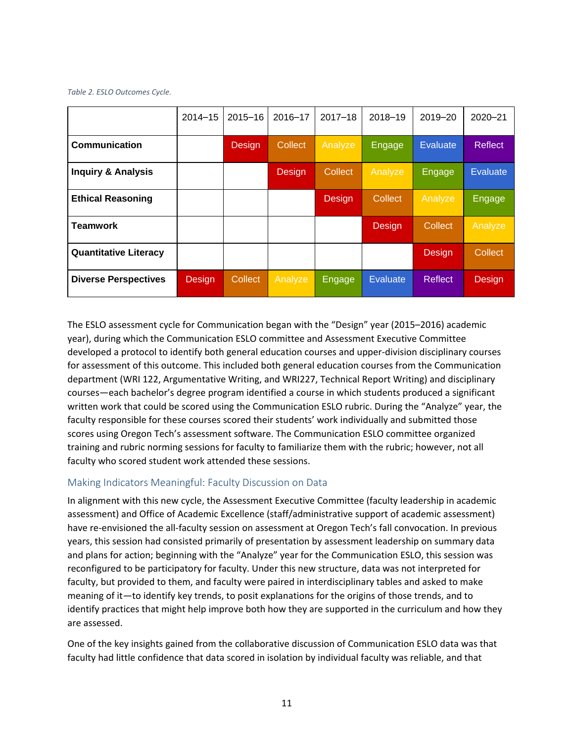*Table 2. ESLO Outcomes Cycle.*

| | 2014–15 | 2015–16 | 2016–17 | 2017–18 | 2018–19 | 2019–20 | 2020–21 |
|---|---|---|---|---|---|---|---|
| **Communication** | | Design | Collect | Analyze | Engage | Evaluate | Reflect |
| **Inquiry & Analysis** | | | Design | Collect | Analyze | Engage | Evaluate |
| **Ethical Reasoning** | | | | Design | Collect | Analyze | Engage |
| **Teamwork** | | | | | Design | Collect | Analyze |
| **Quantitative Literacy** | | | | | | Design | Collect |
| **Diverse Perspectives** | Design | Collect | Analyze | Engage | Evaluate | Reflect | Design |

The ESLO assessment cycle for Communication began with the "Design" year (2015–2016) academic year), during which the Communication ESLO committee and Assessment Executive Committee developed a protocol to identify both general education courses and upper-division disciplinary courses for assessment of this outcome. This included both general education courses from the Communication department (WRI 122, Argumentative Writing, and WRI227, Technical Report Writing) and disciplinary courses—each bachelor's degree program identified a course in which students produced a significant written work that could be scored using the Communication ESLO rubric. During the "Analyze" year, the faculty responsible for these courses scored their students' work individually and submitted those scores using Oregon Tech's assessment software. The Communication ESLO committee organized training and rubric norming sessions for faculty to familiarize them with the rubric; however, not all faculty who scored student work attended these sessions.

## Making Indicators Meaningful: Faculty Discussion on Data

In alignment with this new cycle, the Assessment Executive Committee (faculty leadership in academic assessment) and Office of Academic Excellence (staff/administrative support of academic assessment) have re-envisioned the all-faculty session on assessment at Oregon Tech's fall convocation. In previous years, this session had consisted primarily of presentation by assessment leadership on summary data and plans for action; beginning with the "Analyze" year for the Communication ESLO, this session was reconfigured to be participatory for faculty. Under this new structure, data was not interpreted for faculty, but provided to them, and faculty were paired in interdisciplinary tables and asked to make meaning of it—to identify key trends, to posit explanations for the origins of those trends, and to identify practices that might help improve both how they are supported in the curriculum and how they are assessed.

One of the key insights gained from the collaborative discussion of Communication ESLO data was that faculty had little confidence that data scored in isolation by individual faculty was reliable, and that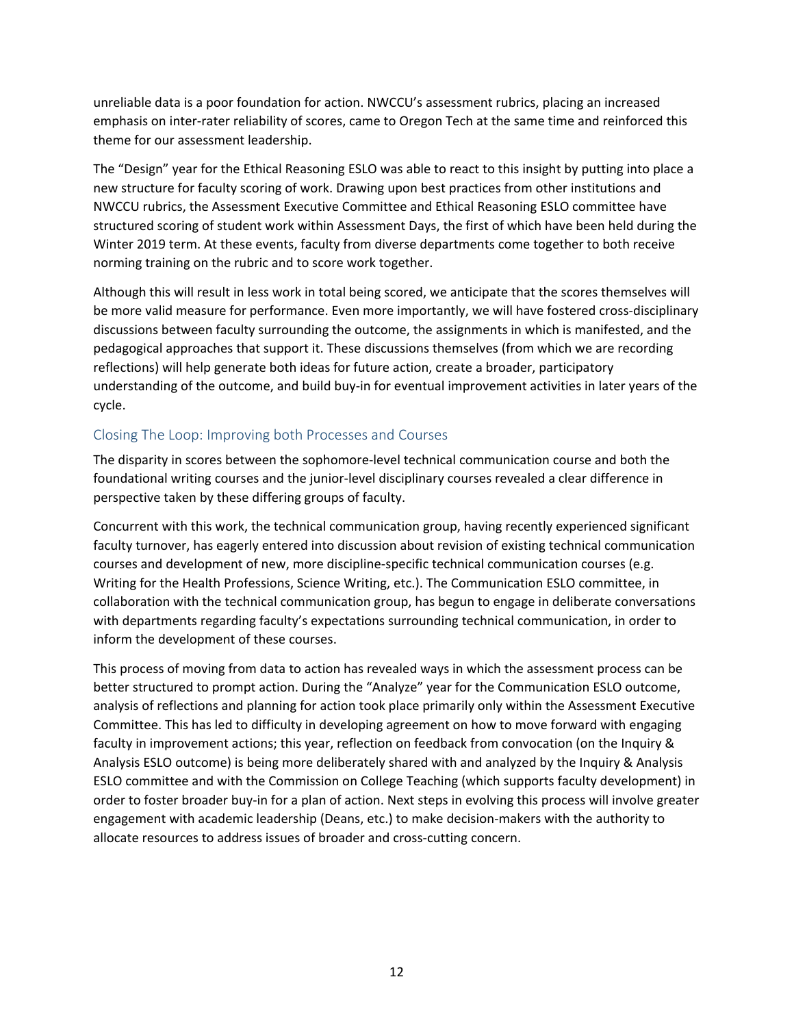unreliable data is a poor foundation for action. NWCCU's assessment rubrics, placing an increased emphasis on inter-rater reliability of scores, came to Oregon Tech at the same time and reinforced this theme for our assessment leadership.

The "Design" year for the Ethical Reasoning ESLO was able to react to this insight by putting into place a new structure for faculty scoring of work. Drawing upon best practices from other institutions and NWCCU rubrics, the Assessment Executive Committee and Ethical Reasoning ESLO committee have structured scoring of student work within Assessment Days, the first of which have been held during the Winter 2019 term. At these events, faculty from diverse departments come together to both receive norming training on the rubric and to score work together.

Although this will result in less work in total being scored, we anticipate that the scores themselves will be more valid measure for performance. Even more importantly, we will have fostered cross-disciplinary discussions between faculty surrounding the outcome, the assignments in which is manifested, and the pedagogical approaches that support it. These discussions themselves (from which we are recording reflections) will help generate both ideas for future action, create a broader, participatory understanding of the outcome, and build buy-in for eventual improvement activities in later years of the cycle.

## Closing The Loop: Improving both Processes and Courses

The disparity in scores between the sophomore-level technical communication course and both the foundational writing courses and the junior-level disciplinary courses revealed a clear difference in perspective taken by these differing groups of faculty.

Concurrent with this work, the technical communication group, having recently experienced significant faculty turnover, has eagerly entered into discussion about revision of existing technical communication courses and development of new, more discipline-specific technical communication courses (e.g. Writing for the Health Professions, Science Writing, etc.). The Communication ESLO committee, in collaboration with the technical communication group, has begun to engage in deliberate conversations with departments regarding faculty's expectations surrounding technical communication, in order to inform the development of these courses.

This process of moving from data to action has revealed ways in which the assessment process can be better structured to prompt action. During the "Analyze" year for the Communication ESLO outcome, analysis of reflections and planning for action took place primarily only within the Assessment Executive Committee. This has led to difficulty in developing agreement on how to move forward with engaging faculty in improvement actions; this year, reflection on feedback from convocation (on the Inquiry & Analysis ESLO outcome) is being more deliberately shared with and analyzed by the Inquiry & Analysis ESLO committee and with the Commission on College Teaching (which supports faculty development) in order to foster broader buy-in for a plan of action. Next steps in evolving this process will involve greater engagement with academic leadership (Deans, etc.) to make decision-makers with the authority to allocate resources to address issues of broader and cross-cutting concern.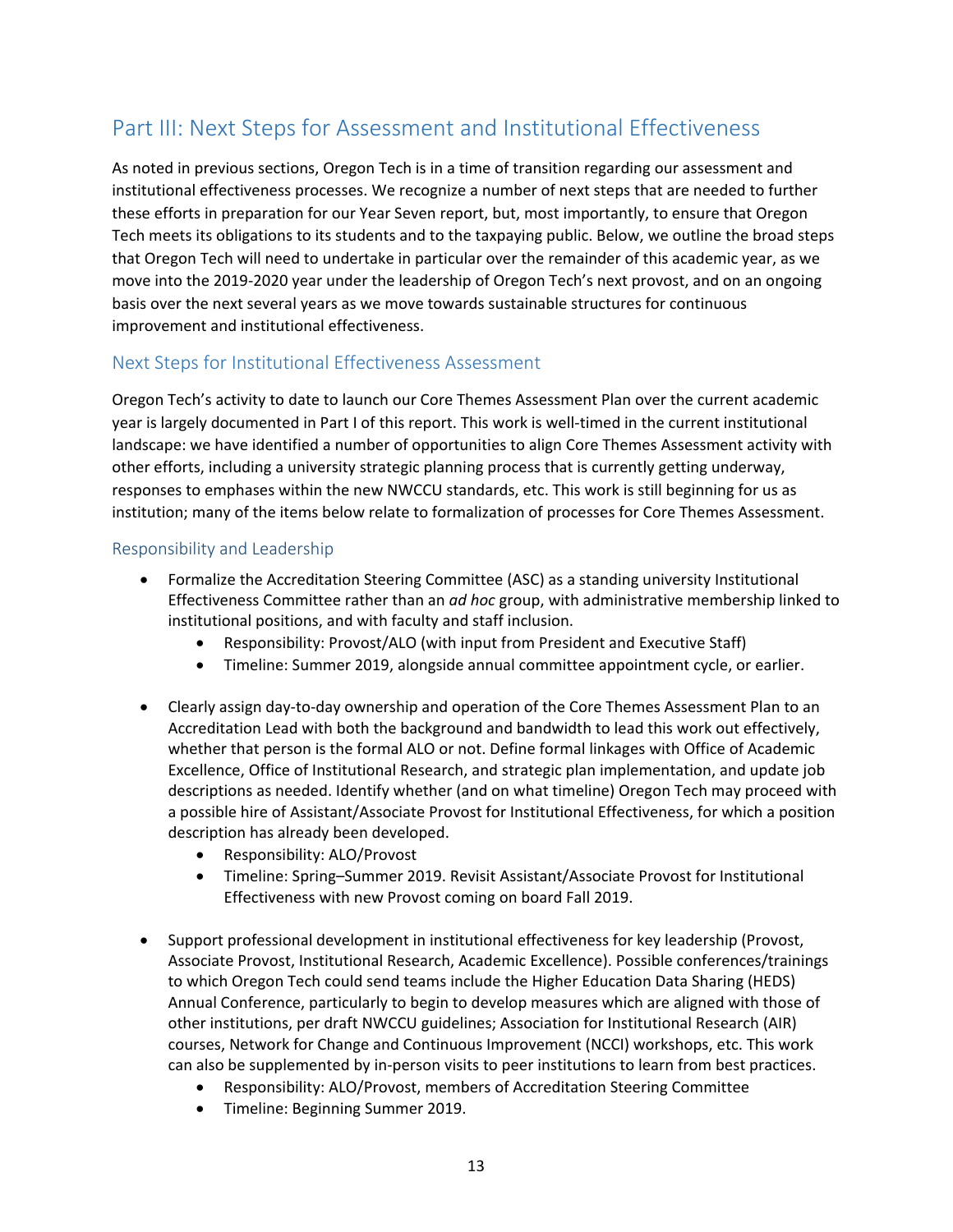# Part III: Next Steps for Assessment and Institutional Effectiveness

As noted in previous sections, Oregon Tech is in a time of transition regarding our assessment and institutional effectiveness processes. We recognize a number of next steps that are needed to further these efforts in preparation for our Year Seven report, but, most importantly, to ensure that Oregon Tech meets its obligations to its students and to the taxpaying public. Below, we outline the broad steps that Oregon Tech will need to undertake in particular over the remainder of this academic year, as we move into the 2019-2020 year under the leadership of Oregon Tech's next provost, and on an ongoing basis over the next several years as we move towards sustainable structures for continuous improvement and institutional effectiveness.

## Next Steps for Institutional Effectiveness Assessment

Oregon Tech's activity to date to launch our Core Themes Assessment Plan over the current academic year is largely documented in Part I of this report. This work is well-timed in the current institutional landscape: we have identified a number of opportunities to align Core Themes Assessment activity with other efforts, including a university strategic planning process that is currently getting underway, responses to emphases within the new NWCCU standards, etc. This work is still beginning for us as institution; many of the items below relate to formalization of processes for Core Themes Assessment.

### Responsibility and Leadership

- Formalize the Accreditation Steering Committee (ASC) as a standing university Institutional Effectiveness Committee rather than an *ad hoc* group, with administrative membership linked to institutional positions, and with faculty and staff inclusion.
    - Responsibility: Provost/ALO (with input from President and Executive Staff)
    - Timeline: Summer 2019, alongside annual committee appointment cycle, or earlier.

- Clearly assign day-to-day ownership and operation of the Core Themes Assessment Plan to an Accreditation Lead with both the background and bandwidth to lead this work out effectively, whether that person is the formal ALO or not. Define formal linkages with Office of Academic Excellence, Office of Institutional Research, and strategic plan implementation, and update job descriptions as needed. Identify whether (and on what timeline) Oregon Tech may proceed with a possible hire of Assistant/Associate Provost for Institutional Effectiveness, for which a position description has already been developed.
    - Responsibility: ALO/Provost
    - Timeline: Spring–Summer 2019. Revisit Assistant/Associate Provost for Institutional Effectiveness with new Provost coming on board Fall 2019.

- Support professional development in institutional effectiveness for key leadership (Provost, Associate Provost, Institutional Research, Academic Excellence). Possible conferences/trainings to which Oregon Tech could send teams include the Higher Education Data Sharing (HEDS) Annual Conference, particularly to begin to develop measures which are aligned with those of other institutions, per draft NWCCU guidelines; Association for Institutional Research (AIR) courses, Network for Change and Continuous Improvement (NCCI) workshops, etc. This work can also be supplemented by in-person visits to peer institutions to learn from best practices.
    - Responsibility: ALO/Provost, members of Accreditation Steering Committee
    - Timeline: Beginning Summer 2019.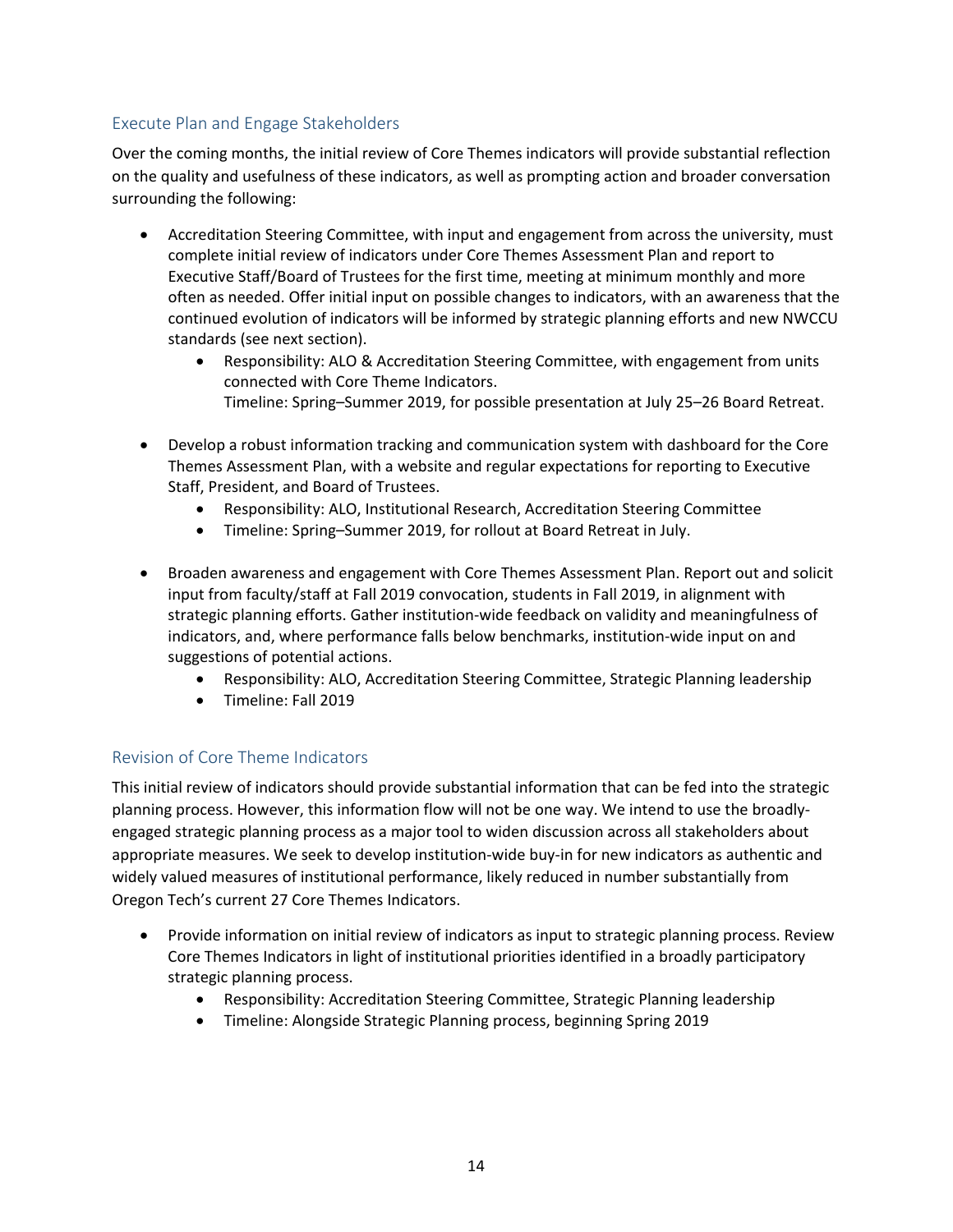## Execute Plan and Engage Stakeholders

Over the coming months, the initial review of Core Themes indicators will provide substantial reflection on the quality and usefulness of these indicators, as well as prompting action and broader conversation surrounding the following:

- Accreditation Steering Committee, with input and engagement from across the university, must complete initial review of indicators under Core Themes Assessment Plan and report to Executive Staff/Board of Trustees for the first time, meeting at minimum monthly and more often as needed. Offer initial input on possible changes to indicators, with an awareness that the continued evolution of indicators will be informed by strategic planning efforts and new NWCCU standards (see next section).
    - Responsibility: ALO & Accreditation Steering Committee, with engagement from units connected with Core Theme Indicators.
      Timeline: Spring–Summer 2019, for possible presentation at July 25–26 Board Retreat.

- Develop a robust information tracking and communication system with dashboard for the Core Themes Assessment Plan, with a website and regular expectations for reporting to Executive Staff, President, and Board of Trustees.
    - Responsibility: ALO, Institutional Research, Accreditation Steering Committee
    - Timeline: Spring–Summer 2019, for rollout at Board Retreat in July.

- Broaden awareness and engagement with Core Themes Assessment Plan. Report out and solicit input from faculty/staff at Fall 2019 convocation, students in Fall 2019, in alignment with strategic planning efforts. Gather institution-wide feedback on validity and meaningfulness of indicators, and, where performance falls below benchmarks, institution-wide input on and suggestions of potential actions.
    - Responsibility: ALO, Accreditation Steering Committee, Strategic Planning leadership
    - Timeline: Fall 2019

## Revision of Core Theme Indicators

This initial review of indicators should provide substantial information that can be fed into the strategic planning process. However, this information flow will not be one way. We intend to use the broadly-engaged strategic planning process as a major tool to widen discussion across all stakeholders about appropriate measures. We seek to develop institution-wide buy-in for new indicators as authentic and widely valued measures of institutional performance, likely reduced in number substantially from Oregon Tech's current 27 Core Themes Indicators.

- Provide information on initial review of indicators as input to strategic planning process. Review Core Themes Indicators in light of institutional priorities identified in a broadly participatory strategic planning process.
    - Responsibility: Accreditation Steering Committee, Strategic Planning leadership
    - Timeline: Alongside Strategic Planning process, beginning Spring 2019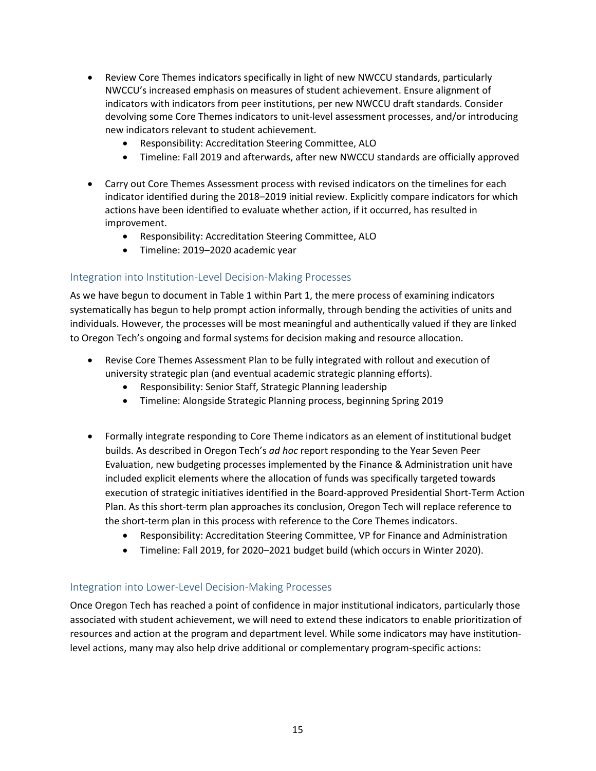- Review Core Themes indicators specifically in light of new NWCCU standards, particularly NWCCU's increased emphasis on measures of student achievement. Ensure alignment of indicators with indicators from peer institutions, per new NWCCU draft standards. Consider devolving some Core Themes indicators to unit-level assessment processes, and/or introducing new indicators relevant to student achievement.
    - Responsibility: Accreditation Steering Committee, ALO
    - Timeline: Fall 2019 and afterwards, after new NWCCU standards are officially approved

- Carry out Core Themes Assessment process with revised indicators on the timelines for each indicator identified during the 2018–2019 initial review. Explicitly compare indicators for which actions have been identified to evaluate whether action, if it occurred, has resulted in improvement.
    - Responsibility: Accreditation Steering Committee, ALO
    - Timeline: 2019–2020 academic year

### Integration into Institution-Level Decision-Making Processes

As we have begun to document in Table 1 within Part 1, the mere process of examining indicators systematically has begun to help prompt action informally, through bending the activities of units and individuals. However, the processes will be most meaningful and authentically valued if they are linked to Oregon Tech's ongoing and formal systems for decision making and resource allocation.

- Revise Core Themes Assessment Plan to be fully integrated with rollout and execution of university strategic plan (and eventual academic strategic planning efforts).
    - Responsibility: Senior Staff, Strategic Planning leadership
    - Timeline: Alongside Strategic Planning process, beginning Spring 2019

- Formally integrate responding to Core Theme indicators as an element of institutional budget builds. As described in Oregon Tech's *ad hoc* report responding to the Year Seven Peer Evaluation, new budgeting processes implemented by the Finance & Administration unit have included explicit elements where the allocation of funds was specifically targeted towards execution of strategic initiatives identified in the Board-approved Presidential Short-Term Action Plan. As this short-term plan approaches its conclusion, Oregon Tech will replace reference to the short-term plan in this process with reference to the Core Themes indicators.
    - Responsibility: Accreditation Steering Committee, VP for Finance and Administration
    - Timeline: Fall 2019, for 2020–2021 budget build (which occurs in Winter 2020).

### Integration into Lower-Level Decision-Making Processes

Once Oregon Tech has reached a point of confidence in major institutional indicators, particularly those associated with student achievement, we will need to extend these indicators to enable prioritization of resources and action at the program and department level. While some indicators may have institution-level actions, many may also help drive additional or complementary program-specific actions: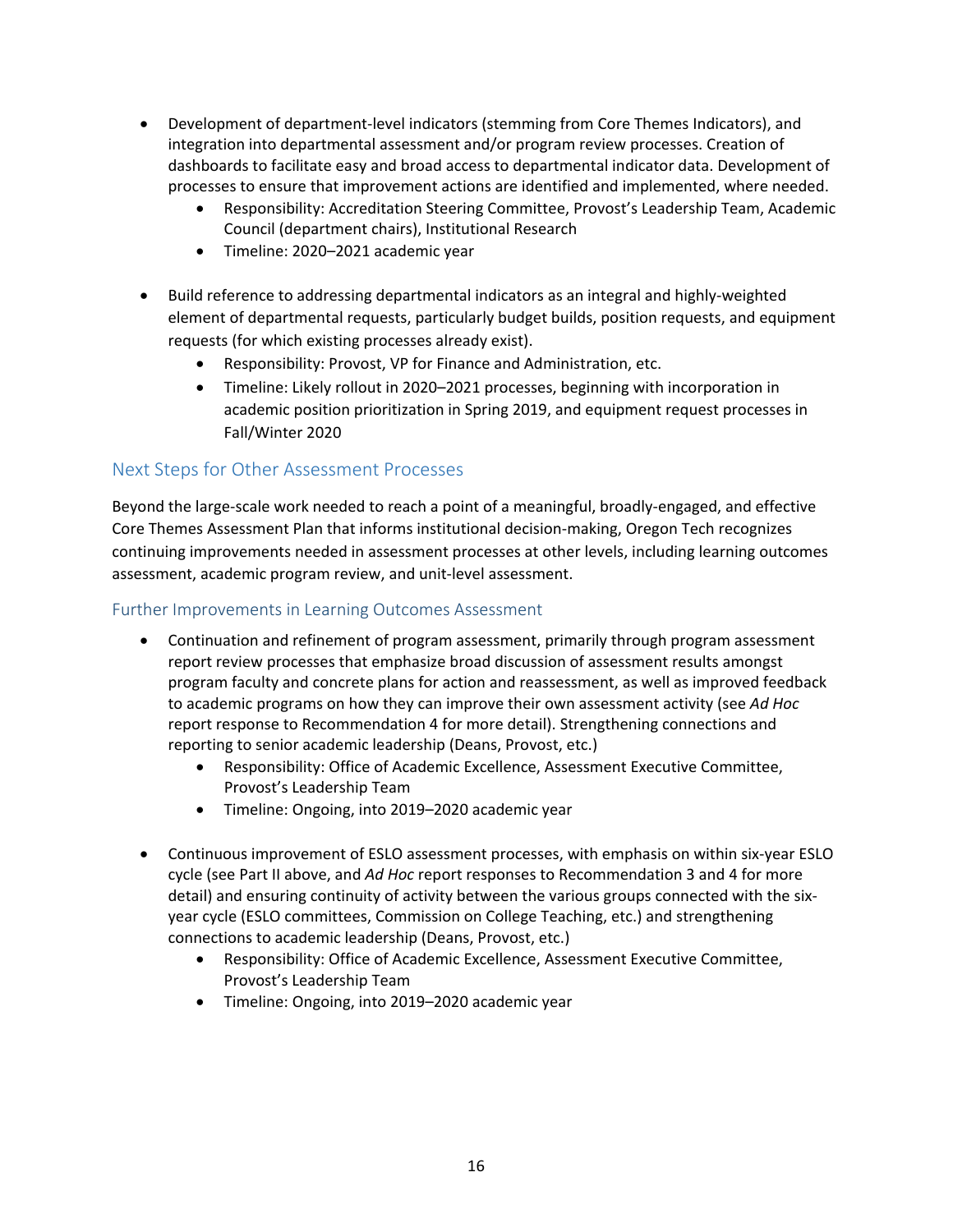- Development of department-level indicators (stemming from Core Themes Indicators), and integration into departmental assessment and/or program review processes. Creation of dashboards to facilitate easy and broad access to departmental indicator data. Development of processes to ensure that improvement actions are identified and implemented, where needed.
    - Responsibility: Accreditation Steering Committee, Provost's Leadership Team, Academic Council (department chairs), Institutional Research
    - Timeline: 2020–2021 academic year

- Build reference to addressing departmental indicators as an integral and highly-weighted element of departmental requests, particularly budget builds, position requests, and equipment requests (for which existing processes already exist).
    - Responsibility: Provost, VP for Finance and Administration, etc.
    - Timeline: Likely rollout in 2020–2021 processes, beginning with incorporation in academic position prioritization in Spring 2019, and equipment request processes in Fall/Winter 2020

## Next Steps for Other Assessment Processes

Beyond the large-scale work needed to reach a point of a meaningful, broadly-engaged, and effective Core Themes Assessment Plan that informs institutional decision-making, Oregon Tech recognizes continuing improvements needed in assessment processes at other levels, including learning outcomes assessment, academic program review, and unit-level assessment.

### Further Improvements in Learning Outcomes Assessment

- Continuation and refinement of program assessment, primarily through program assessment report review processes that emphasize broad discussion of assessment results amongst program faculty and concrete plans for action and reassessment, as well as improved feedback to academic programs on how they can improve their own assessment activity (see *Ad Hoc* report response to Recommendation 4 for more detail). Strengthening connections and reporting to senior academic leadership (Deans, Provost, etc.)
    - Responsibility: Office of Academic Excellence, Assessment Executive Committee, Provost's Leadership Team
    - Timeline: Ongoing, into 2019–2020 academic year

- Continuous improvement of ESLO assessment processes, with emphasis on within six-year ESLO cycle (see Part II above, and *Ad Hoc* report responses to Recommendation 3 and 4 for more detail) and ensuring continuity of activity between the various groups connected with the six-year cycle (ESLO committees, Commission on College Teaching, etc.) and strengthening connections to academic leadership (Deans, Provost, etc.)
    - Responsibility: Office of Academic Excellence, Assessment Executive Committee, Provost's Leadership Team
    - Timeline: Ongoing, into 2019–2020 academic year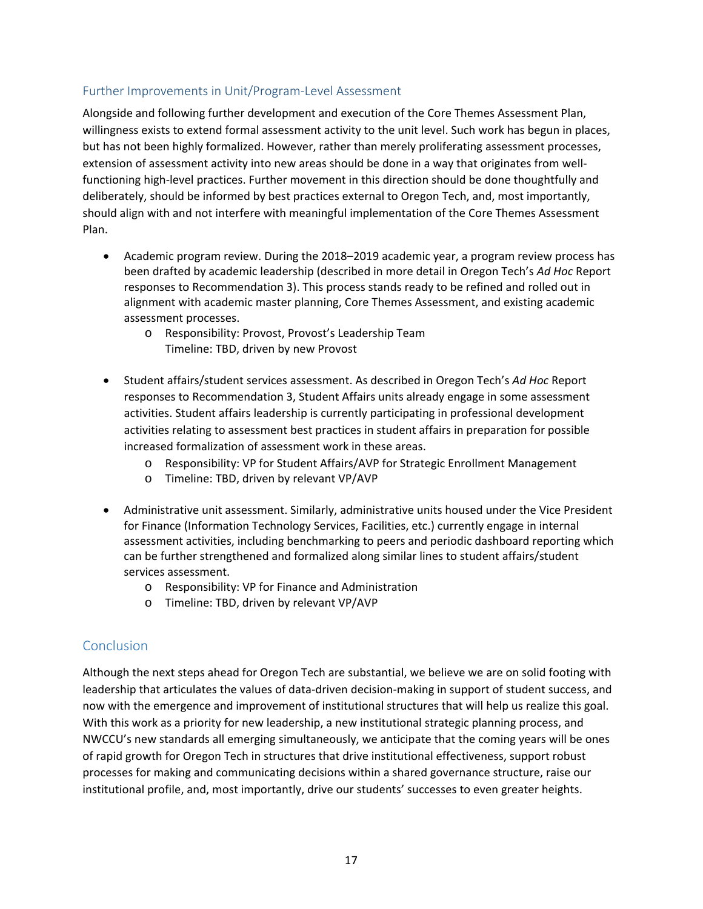### Further Improvements in Unit/Program-Level Assessment

Alongside and following further development and execution of the Core Themes Assessment Plan, willingness exists to extend formal assessment activity to the unit level. Such work has begun in places, but has not been highly formalized. However, rather than merely proliferating assessment processes, extension of assessment activity into new areas should be done in a way that originates from well-functioning high-level practices. Further movement in this direction should be done thoughtfully and deliberately, should be informed by best practices external to Oregon Tech, and, most importantly, should align with and not interfere with meaningful implementation of the Core Themes Assessment Plan.

- Academic program review. During the 2018–2019 academic year, a program review process has been drafted by academic leadership (described in more detail in Oregon Tech's *Ad Hoc* Report responses to Recommendation 3). This process stands ready to be refined and rolled out in alignment with academic master planning, Core Themes Assessment, and existing academic assessment processes.
  - Responsibility: Provost, Provost's Leadership Team
    Timeline: TBD, driven by new Provost

- Student affairs/student services assessment. As described in Oregon Tech's *Ad Hoc* Report responses to Recommendation 3, Student Affairs units already engage in some assessment activities. Student affairs leadership is currently participating in professional development activities relating to assessment best practices in student affairs in preparation for possible increased formalization of assessment work in these areas.
  - Responsibility: VP for Student Affairs/AVP for Strategic Enrollment Management
  - Timeline: TBD, driven by relevant VP/AVP

- Administrative unit assessment. Similarly, administrative units housed under the Vice President for Finance (Information Technology Services, Facilities, etc.) currently engage in internal assessment activities, including benchmarking to peers and periodic dashboard reporting which can be further strengthened and formalized along similar lines to student affairs/student services assessment.
  - Responsibility: VP for Finance and Administration
  - Timeline: TBD, driven by relevant VP/AVP

## Conclusion

Although the next steps ahead for Oregon Tech are substantial, we believe we are on solid footing with leadership that articulates the values of data-driven decision-making in support of student success, and now with the emergence and improvement of institutional structures that will help us realize this goal. With this work as a priority for new leadership, a new institutional strategic planning process, and NWCCU's new standards all emerging simultaneously, we anticipate that the coming years will be ones of rapid growth for Oregon Tech in structures that drive institutional effectiveness, support robust processes for making and communicating decisions within a shared governance structure, raise our institutional profile, and, most importantly, drive our students' successes to even greater heights.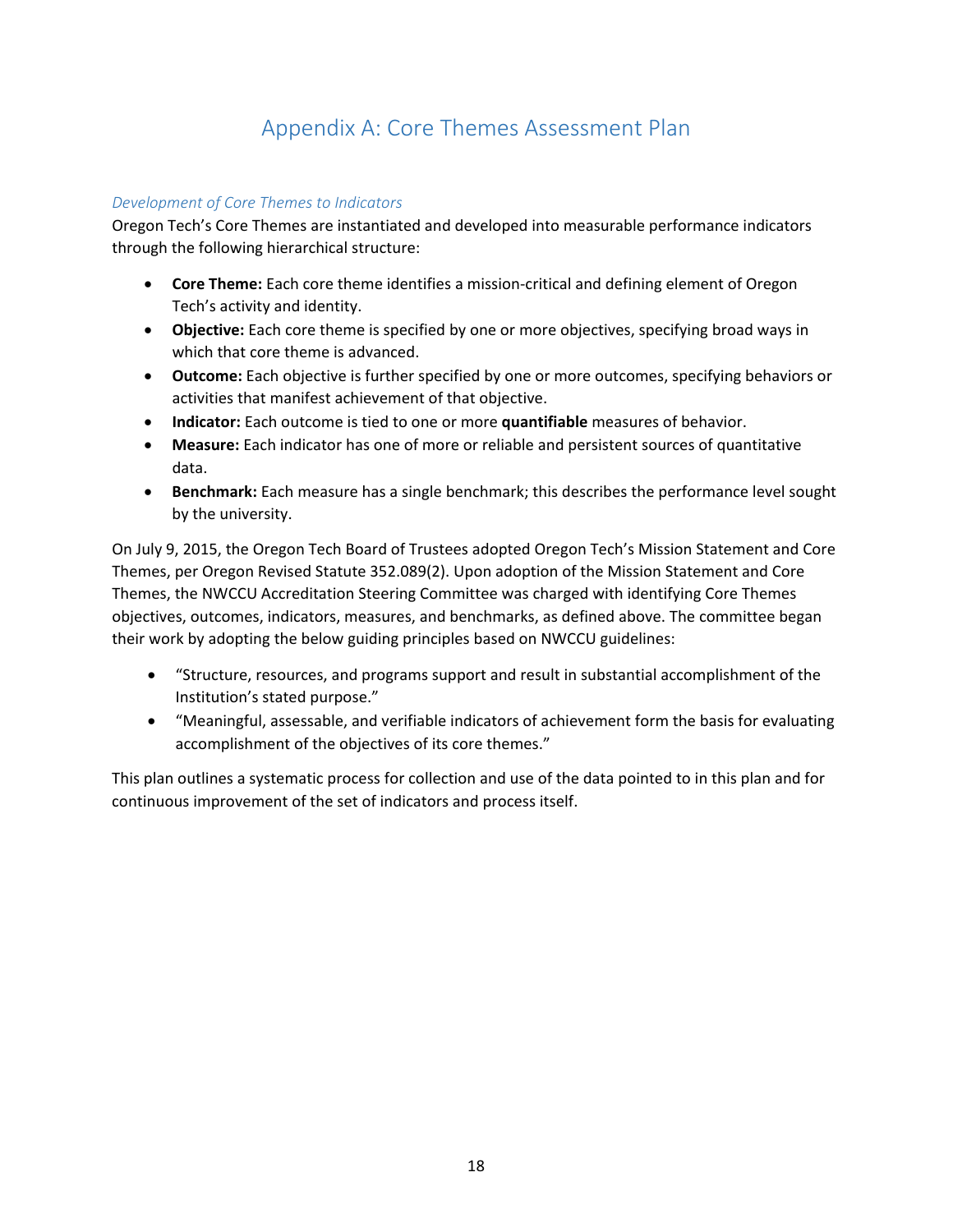# Appendix A: Core Themes Assessment Plan

*Development of Core Themes to Indicators*

Oregon Tech's Core Themes are instantiated and developed into measurable performance indicators through the following hierarchical structure:

- **Core Theme:** Each core theme identifies a mission-critical and defining element of Oregon Tech's activity and identity.
- **Objective:** Each core theme is specified by one or more objectives, specifying broad ways in which that core theme is advanced.
- **Outcome:** Each objective is further specified by one or more outcomes, specifying behaviors or activities that manifest achievement of that objective.
- **Indicator:** Each outcome is tied to one or more **quantifiable** measures of behavior.
- **Measure:** Each indicator has one of more or reliable and persistent sources of quantitative data.
- **Benchmark:** Each measure has a single benchmark; this describes the performance level sought by the university.

On July 9, 2015, the Oregon Tech Board of Trustees adopted Oregon Tech's Mission Statement and Core Themes, per Oregon Revised Statute 352.089(2). Upon adoption of the Mission Statement and Core Themes, the NWCCU Accreditation Steering Committee was charged with identifying Core Themes objectives, outcomes, indicators, measures, and benchmarks, as defined above. The committee began their work by adopting the below guiding principles based on NWCCU guidelines:

- "Structure, resources, and programs support and result in substantial accomplishment of the Institution's stated purpose."
- "Meaningful, assessable, and verifiable indicators of achievement form the basis for evaluating accomplishment of the objectives of its core themes."

This plan outlines a systematic process for collection and use of the data pointed to in this plan and for continuous improvement of the set of indicators and process itself.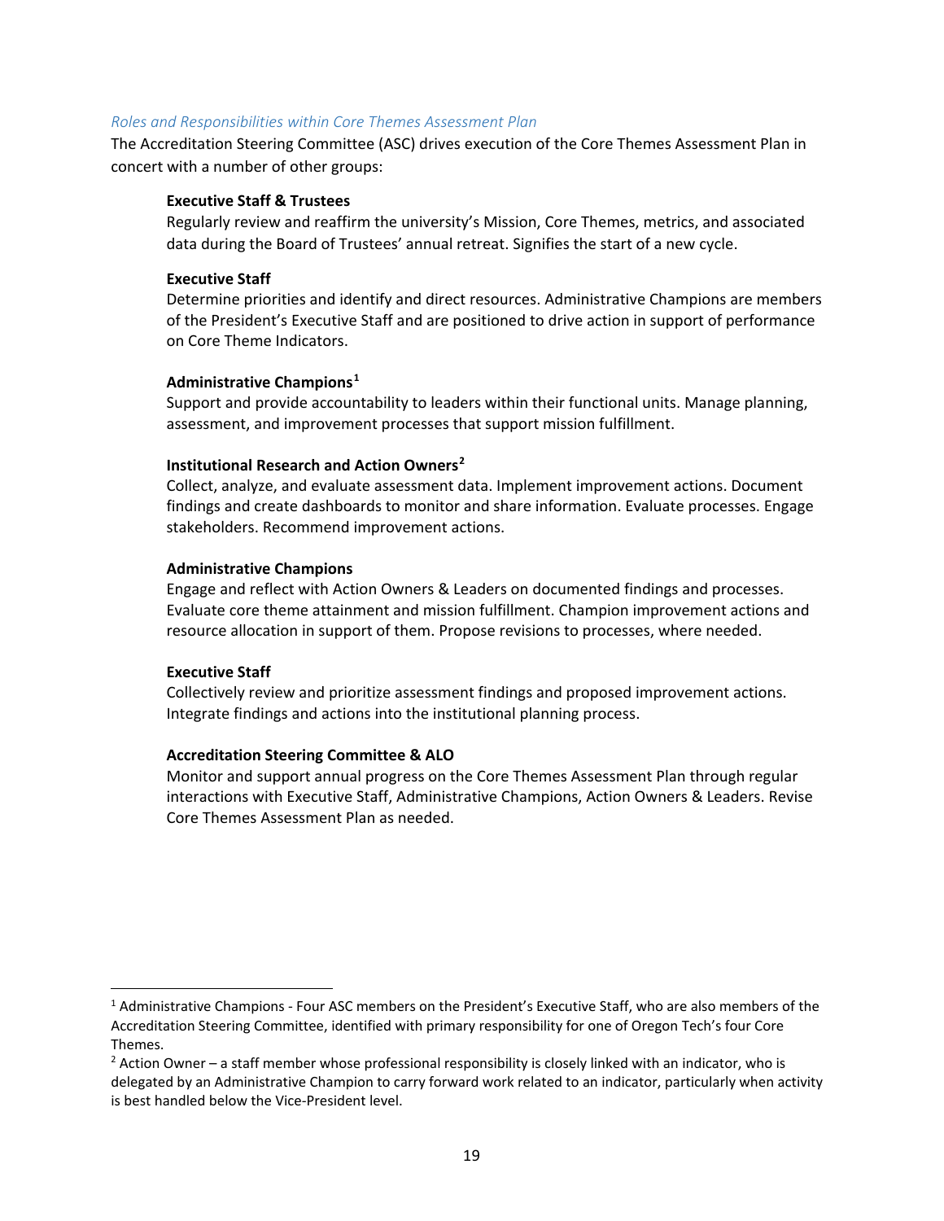*Roles and Responsibilities within Core Themes Assessment Plan*

The Accreditation Steering Committee (ASC) drives execution of the Core Themes Assessment Plan in concert with a number of other groups:

**Executive Staff & Trustees**
Regularly review and reaffirm the university's Mission, Core Themes, metrics, and associated data during the Board of Trustees' annual retreat. Signifies the start of a new cycle.

**Executive Staff**
Determine priorities and identify and direct resources. Administrative Champions are members of the President's Executive Staff and are positioned to drive action in support of performance on Core Theme Indicators.

**Administrative Champions[1]**
Support and provide accountability to leaders within their functional units. Manage planning, assessment, and improvement processes that support mission fulfillment.

**Institutional Research and Action Owners[2]**
Collect, analyze, and evaluate assessment data. Implement improvement actions. Document findings and create dashboards to monitor and share information. Evaluate processes. Engage stakeholders. Recommend improvement actions.

**Administrative Champions**
Engage and reflect with Action Owners & Leaders on documented findings and processes. Evaluate core theme attainment and mission fulfillment. Champion improvement actions and resource allocation in support of them. Propose revisions to processes, where needed.

**Executive Staff**
Collectively review and prioritize assessment findings and proposed improvement actions. Integrate findings and actions into the institutional planning process.

**Accreditation Steering Committee & ALO**
Monitor and support annual progress on the Core Themes Assessment Plan through regular interactions with Executive Staff, Administrative Champions, Action Owners & Leaders. Revise Core Themes Assessment Plan as needed.

---

[1] Administrative Champions - Four ASC members on the President's Executive Staff, who are also members of the Accreditation Steering Committee, identified with primary responsibility for one of Oregon Tech's four Core Themes.

[2] Action Owner – a staff member whose professional responsibility is closely linked with an indicator, who is delegated by an Administrative Champion to carry forward work related to an indicator, particularly when activity is best handled below the Vice-President level.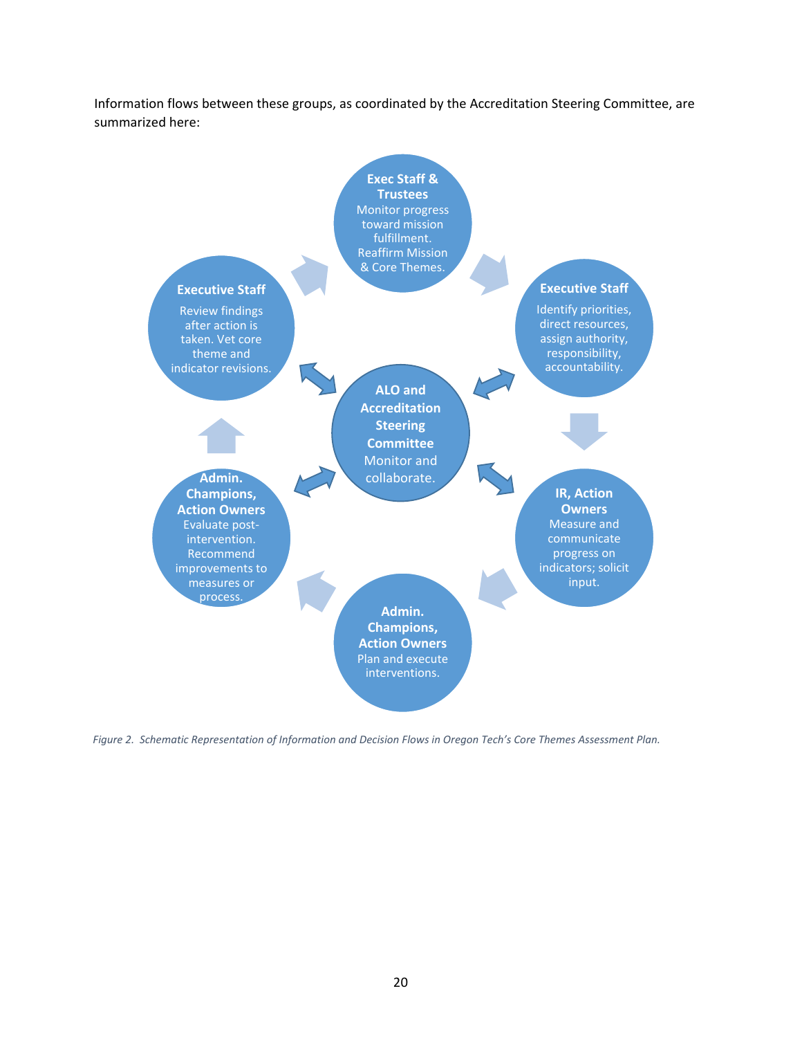Information flows between these groups, as coordinated by the Accreditation Steering Committee, are summarized here:

**Exec Staff & Trustees**
Monitor progress toward mission fulfillment. Reaffirm Mission & Core Themes.

**Executive Staff**
Identify priorities, direct resources, assign authority, responsibility, accountability.

**IR, Action Owners**
Measure and communicate progress on indicators; solicit input.

**Admin. Champions, Action Owners**
Plan and execute interventions.

**Admin. Champions, Action Owners**
Evaluate post-intervention. Recommend improvements to measures or process.

**Executive Staff**
Review findings after action is taken. Vet core theme and indicator revisions.

**ALO and Accreditation Steering Committee**
Monitor and collaborate.

*Figure 2. Schematic Representation of Information and Decision Flows in Oregon Tech's Core Themes Assessment Plan.*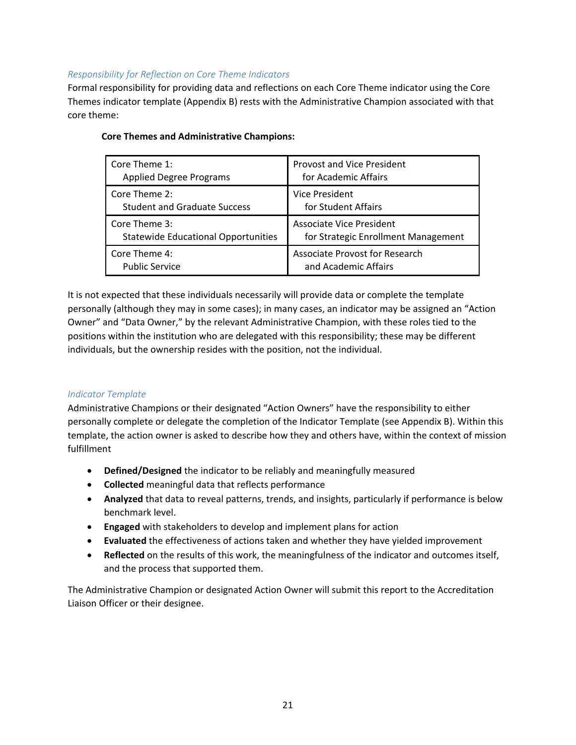### *Responsibility for Reflection on Core Theme Indicators*

Formal responsibility for providing data and reflections on each Core Theme indicator using the Core Themes indicator template (Appendix B) rests with the Administrative Champion associated with that core theme:

**Core Themes and Administrative Champions:**

| Core Theme | Administrative Champion |
|---|---|
| Core Theme 1: Applied Degree Programs | Provost and Vice President for Academic Affairs |
| Core Theme 2: Student and Graduate Success | Vice President for Student Affairs |
| Core Theme 3: Statewide Educational Opportunities | Associate Vice President for Strategic Enrollment Management |
| Core Theme 4: Public Service | Associate Provost for Research and Academic Affairs |

It is not expected that these individuals necessarily will provide data or complete the template personally (although they may in some cases); in many cases, an indicator may be assigned an "Action Owner" and "Data Owner," by the relevant Administrative Champion, with these roles tied to the positions within the institution who are delegated with this responsibility; these may be different individuals, but the ownership resides with the position, not the individual.

### *Indicator Template*

Administrative Champions or their designated "Action Owners" have the responsibility to either personally complete or delegate the completion of the Indicator Template (see Appendix B). Within this template, the action owner is asked to describe how they and others have, within the context of mission fulfillment

- **Defined/Designed** the indicator to be reliably and meaningfully measured
- **Collected** meaningful data that reflects performance
- **Analyzed** that data to reveal patterns, trends, and insights, particularly if performance is below benchmark level.
- **Engaged** with stakeholders to develop and implement plans for action
- **Evaluated** the effectiveness of actions taken and whether they have yielded improvement
- **Reflected** on the results of this work, the meaningfulness of the indicator and outcomes itself, and the process that supported them.

The Administrative Champion or designated Action Owner will submit this report to the Accreditation Liaison Officer or their designee.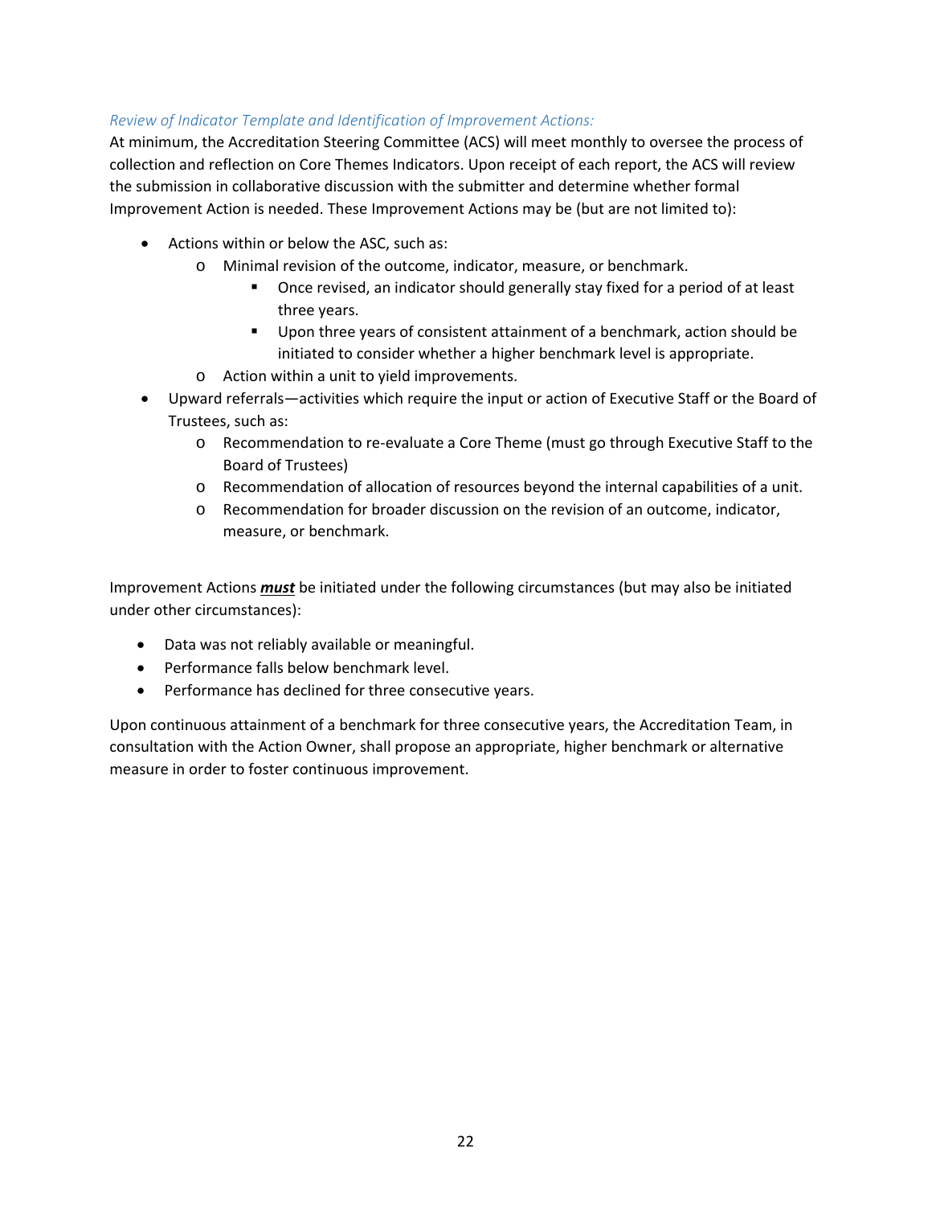*Review of Indicator Template and Identification of Improvement Actions:*

At minimum, the Accreditation Steering Committee (ACS) will meet monthly to oversee the process of collection and reflection on Core Themes Indicators. Upon receipt of each report, the ACS will review the submission in collaborative discussion with the submitter and determine whether formal Improvement Action is needed. These Improvement Actions may be (but are not limited to):

- Actions within or below the ASC, such as:
    - Minimal revision of the outcome, indicator, measure, or benchmark.
        - Once revised, an indicator should generally stay fixed for a period of at least three years.
        - Upon three years of consistent attainment of a benchmark, action should be initiated to consider whether a higher benchmark level is appropriate.
    - Action within a unit to yield improvements.
- Upward referrals—activities which require the input or action of Executive Staff or the Board of Trustees, such as:
    - Recommendation to re-evaluate a Core Theme (must go through Executive Staff to the Board of Trustees)
    - Recommendation of allocation of resources beyond the internal capabilities of a unit.
    - Recommendation for broader discussion on the revision of an outcome, indicator, measure, or benchmark.

Improvement Actions ***must*** be initiated under the following circumstances (but may also be initiated under other circumstances):

- Data was not reliably available or meaningful.
- Performance falls below benchmark level.
- Performance has declined for three consecutive years.

Upon continuous attainment of a benchmark for three consecutive years, the Accreditation Team, in consultation with the Action Owner, shall propose an appropriate, higher benchmark or alternative measure in order to foster continuous improvement.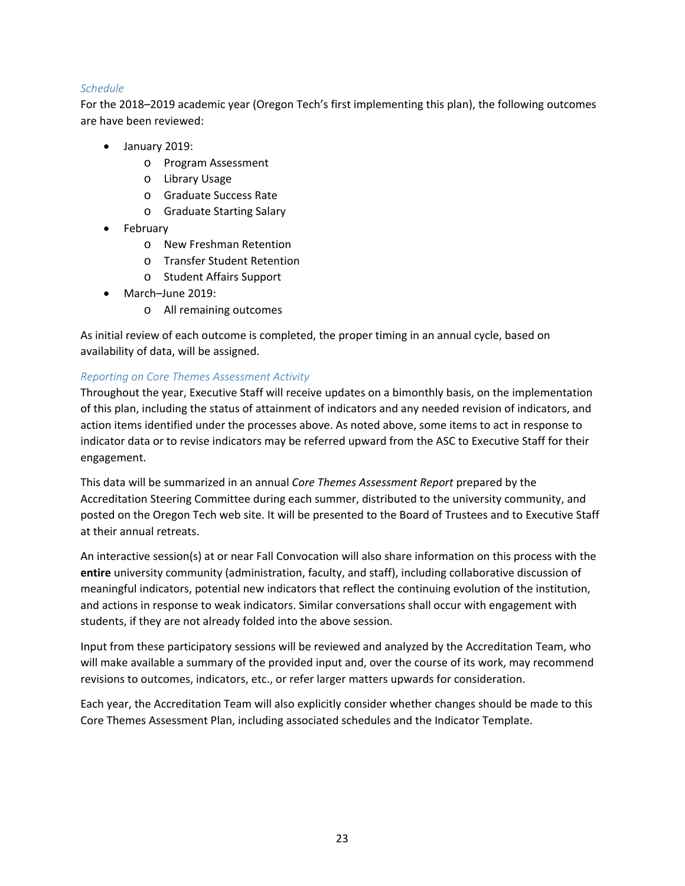### *Schedule*

For the 2018–2019 academic year (Oregon Tech's first implementing this plan), the following outcomes are have been reviewed:

- January 2019:
  - Program Assessment
  - Library Usage
  - Graduate Success Rate
  - Graduate Starting Salary
- February
  - New Freshman Retention
  - Transfer Student Retention
  - Student Affairs Support
- March–June 2019:
  - All remaining outcomes

As initial review of each outcome is completed, the proper timing in an annual cycle, based on availability of data, will be assigned.

### *Reporting on Core Themes Assessment Activity*

Throughout the year, Executive Staff will receive updates on a bimonthly basis, on the implementation of this plan, including the status of attainment of indicators and any needed revision of indicators, and action items identified under the processes above. As noted above, some items to act in response to indicator data or to revise indicators may be referred upward from the ASC to Executive Staff for their engagement.

This data will be summarized in an annual *Core Themes Assessment Report* prepared by the Accreditation Steering Committee during each summer, distributed to the university community, and posted on the Oregon Tech web site. It will be presented to the Board of Trustees and to Executive Staff at their annual retreats.

An interactive session(s) at or near Fall Convocation will also share information on this process with the **entire** university community (administration, faculty, and staff), including collaborative discussion of meaningful indicators, potential new indicators that reflect the continuing evolution of the institution, and actions in response to weak indicators. Similar conversations shall occur with engagement with students, if they are not already folded into the above session.

Input from these participatory sessions will be reviewed and analyzed by the Accreditation Team, who will make available a summary of the provided input and, over the course of its work, may recommend revisions to outcomes, indicators, etc., or refer larger matters upwards for consideration.

Each year, the Accreditation Team will also explicitly consider whether changes should be made to this Core Themes Assessment Plan, including associated schedules and the Indicator Template.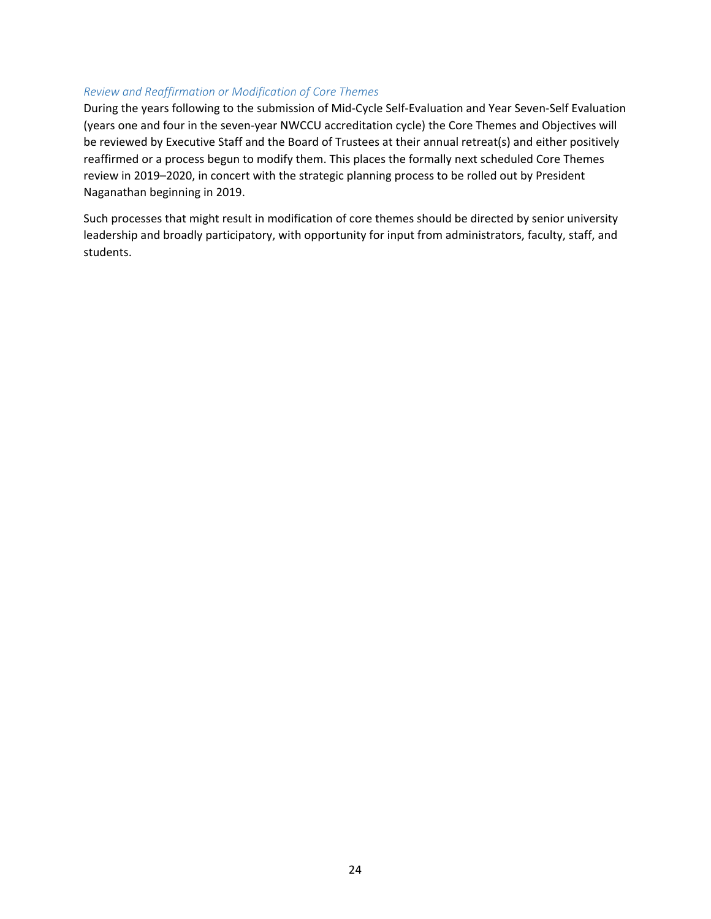*Review and Reaffirmation or Modification of Core Themes*

During the years following to the submission of Mid-Cycle Self-Evaluation and Year Seven-Self Evaluation (years one and four in the seven-year NWCCU accreditation cycle) the Core Themes and Objectives will be reviewed by Executive Staff and the Board of Trustees at their annual retreat(s) and either positively reaffirmed or a process begun to modify them. This places the formally next scheduled Core Themes review in 2019–2020, in concert with the strategic planning process to be rolled out by President Naganathan beginning in 2019.

Such processes that might result in modification of core themes should be directed by senior university leadership and broadly participatory, with opportunity for input from administrators, faculty, staff, and students.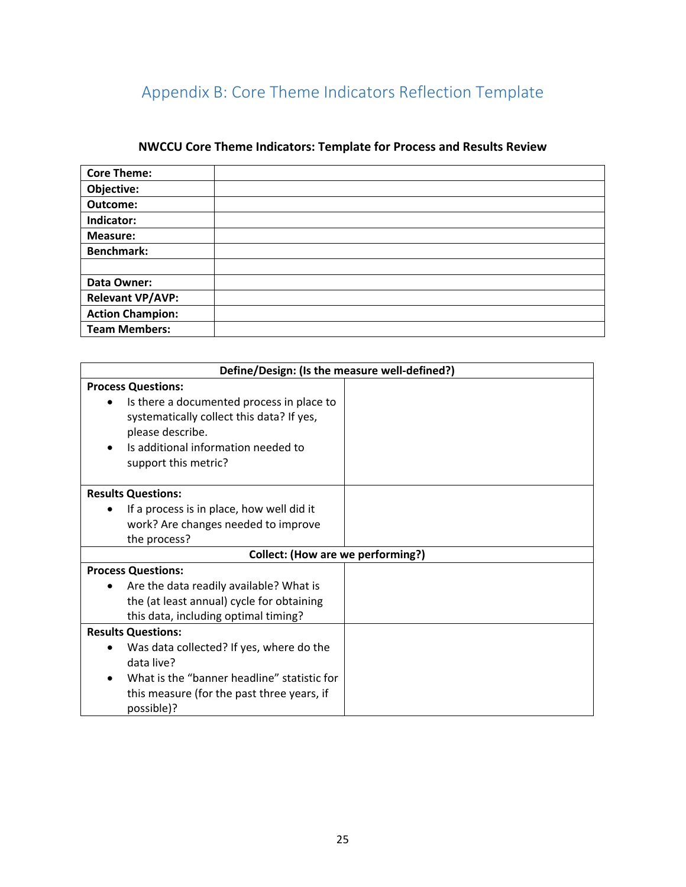# Appendix B: Core Theme Indicators Reflection Template

**NWCCU Core Theme Indicators: Template for Process and Results Review**

| | |
|---|---|
| **Core Theme:** | |
| **Objective:** | |
| **Outcome:** | |
| **Indicator:** | |
| **Measure:** | |
| **Benchmark:** | |
| | |
| **Data Owner:** | |
| **Relevant VP/AVP:** | |
| **Action Champion:** | |
| **Team Members:** | |

| **Define/Design: (Is the measure well-defined?)** | |
|---|---|
| **Process Questions:**<br>• Is there a documented process in place to systematically collect this data? If yes, please describe.<br>• Is additional information needed to support this metric? | |
| **Results Questions:**<br>• If a process is in place, how well did it work? Are changes needed to improve the process? | |
| **Collect: (How are we performing?)** | |
| **Process Questions:**<br>• Are the data readily available? What is the (at least annual) cycle for obtaining this data, including optimal timing? | |
| **Results Questions:**<br>• Was data collected? If yes, where do the data live?<br>• What is the "banner headline" statistic for this measure (for the past three years, if possible)? | |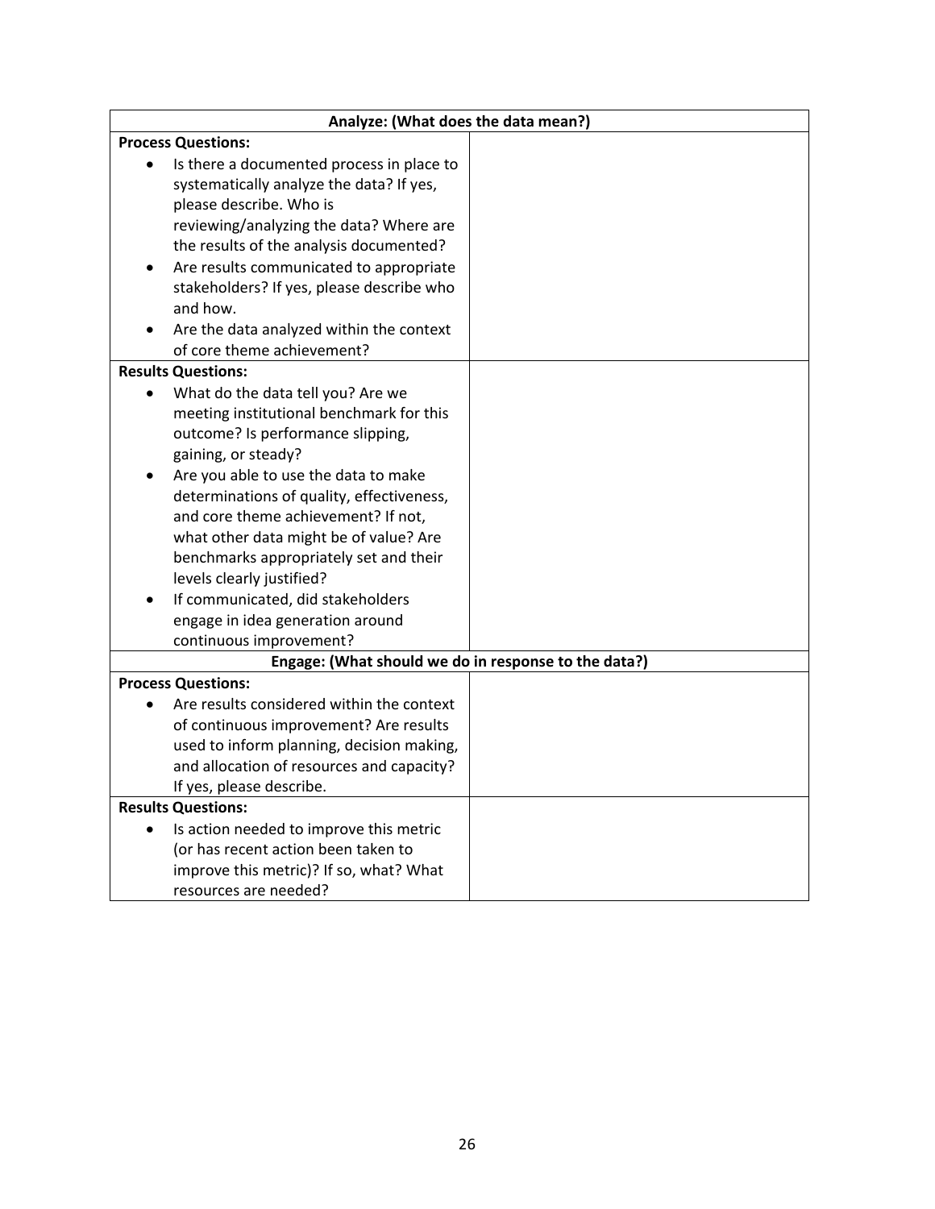| Analyze: (What does the data mean?) | |
|---|---|
| **Process Questions:**<br>• Is there a documented process in place to systematically analyze the data? If yes, please describe. Who is reviewing/analyzing the data? Where are the results of the analysis documented?<br>• Are results communicated to appropriate stakeholders? If yes, please describe who and how.<br>• Are the data analyzed within the context of core theme achievement? | |
| **Results Questions:**<br>• What do the data tell you? Are we meeting institutional benchmark for this outcome? Is performance slipping, gaining, or steady?<br>• Are you able to use the data to make determinations of quality, effectiveness, and core theme achievement? If not, what other data might be of value? Are benchmarks appropriately set and their levels clearly justified?<br>• If communicated, did stakeholders engage in idea generation around continuous improvement? | |
| **Engage: (What should we do in response to the data?)** | |
| **Process Questions:**<br>• Are results considered within the context of continuous improvement? Are results used to inform planning, decision making, and allocation of resources and capacity? If yes, please describe. | |
| **Results Questions:**<br>• Is action needed to improve this metric (or has recent action been taken to improve this metric)? If so, what? What resources are needed? | |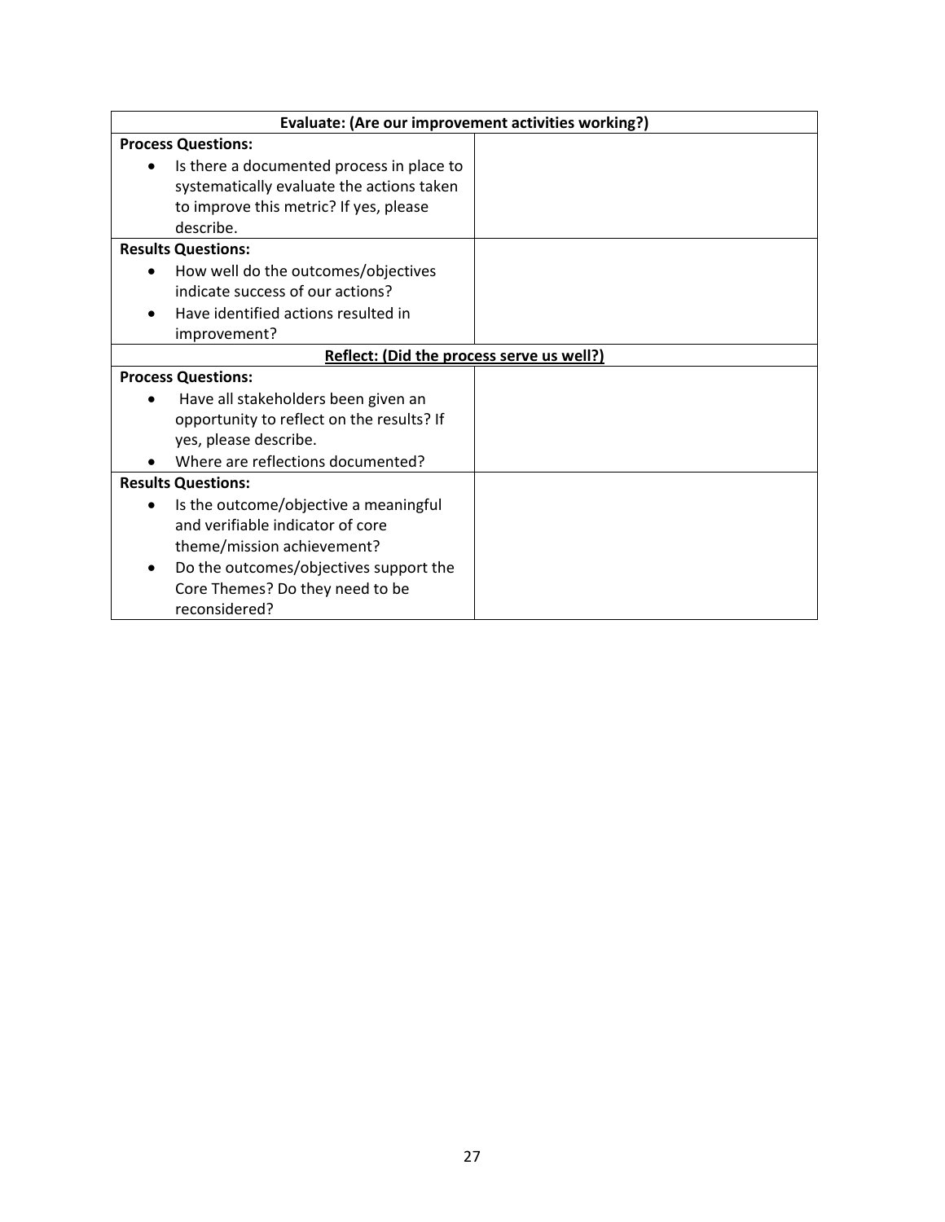| Evaluate: (Are our improvement activities working?) | |
|---|---|
| **Process Questions:**<br>• Is there a documented process in place to systematically evaluate the actions taken to improve this metric? If yes, please describe. | |
| **Results Questions:**<br>• How well do the outcomes/objectives indicate success of our actions?<br>• Have identified actions resulted in improvement? | |
| **Reflect: (Did the process serve us well?)** | |
| **Process Questions:**<br>• Have all stakeholders been given an opportunity to reflect on the results? If yes, please describe.<br>• Where are reflections documented? | |
| **Results Questions:**<br>• Is the outcome/objective a meaningful and verifiable indicator of core theme/mission achievement?<br>• Do the outcomes/objectives support the Core Themes? Do they need to be reconsidered? | |